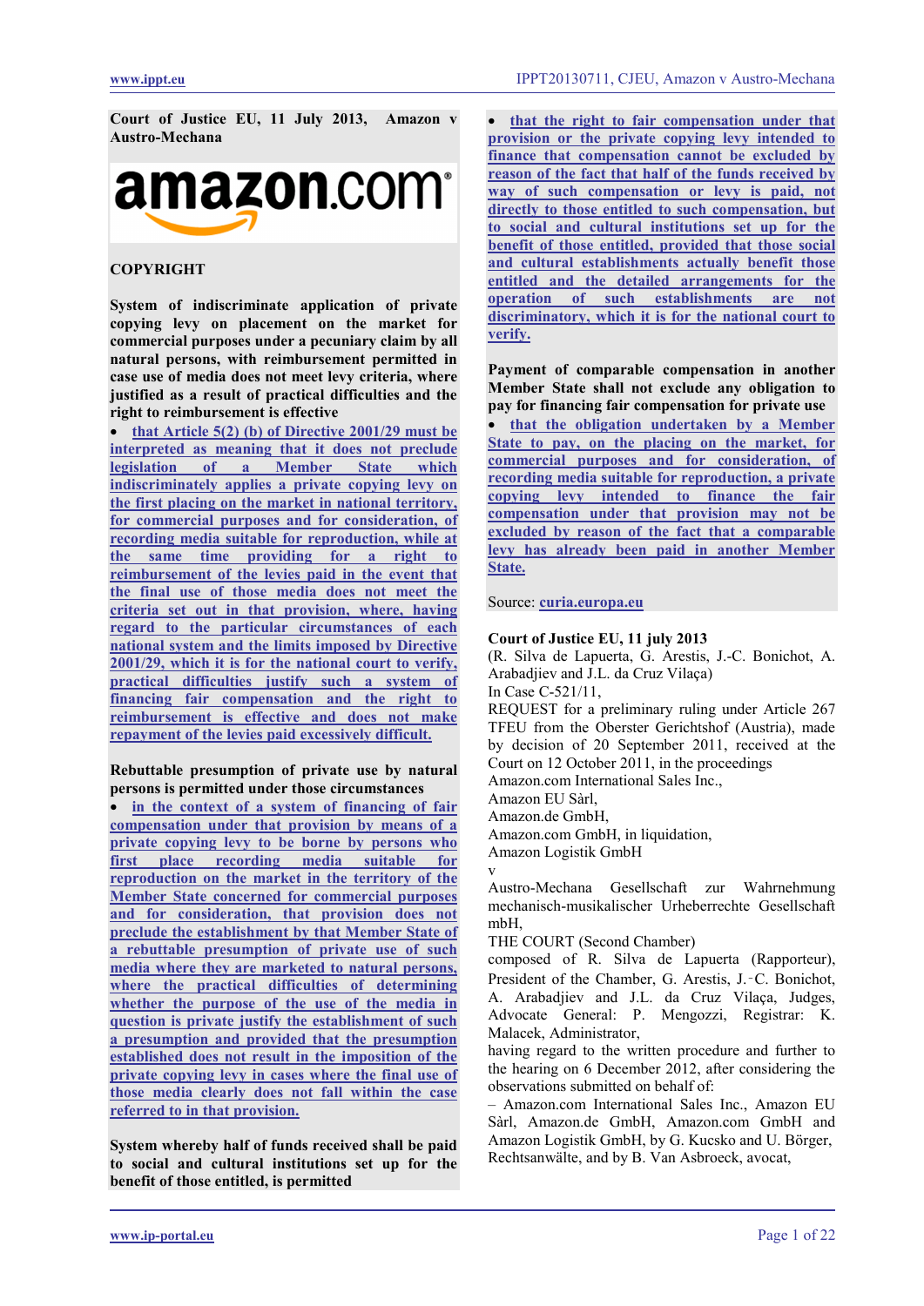**Court of Justice EU, 11 July 2013, Amazon v Austro-Mechana**

## COPYRIGHT

**System of indiscriminate application of private copying levy on placement on the market for commercial purposes under a pecuniary claim by all natural persons, with reimbursement permitted in case use of media does not meet levy criteria, where justified as a result of practical difficulties and the right to reimbursement is effective**

- **that Article 5(2) (b) of Directive 2001/29 must be interpreted as meaning that it does not preclude legislation of a Member State which indiscriminately applies a private copying levy on the first placing on the market in national territory, for commercial purposes and for consideration, of recording media suitable for reproduction, while at the same time providing for a right to reimbursement of the levies paid in the event that the final use of those media does not meet the criteria set out in that provision, where, having regard to the particular circumstances of each national system and the limits imposed by Directive 2001/29, which it is for the national court to verify, practical difficulties justify such a system of financing fair compensation and the right to reimbursement is effective and does not make repayment of the levies paid excessively difficult.**

**Rebuttable presumption of private use by natural persons is permitted under those circumstances**

- **in the context of a system of financing of fair compensation under that provision by means of a private copying levy to be borne by persons who first place recording media suitable for reproduction on the market in the territory of the Member State concerned for commercial purposes and for consideration, that provision does not preclude the establishment by that Member State of a rebuttable presumption of private use of such media where they are marketed to natural persons, where the practical difficulties of determining whether the purpose of the use of the media in question is private justify the establishment of such a presumption and provided that the presumption established does not result in the imposition of the private copying levy in cases where the final use of those media clearly does not fall within the case referred to in that provision.**

**System whereby half of funds received shall be paid to social and cultural institutions set up for the benefit of those entitled, is permitted**

- **that the right to fair compensation under that provision or the private copying levy intended to finance that compensation cannot be excluded by reason of the fact that half of the funds received by way of such compensation or levy is paid, not directly to those entitled to such compensation, but to social and cultural institutions set up for the benefit of those entitled, provided that those social and cultural establishments actually benefit those entitled and the detailed arrangements for the operation of such establishments are not discriminatory, which it is for the national court to verify.**

**Payment of comparable compensation in another Member State shall not exclude any obligation to pay for financing fair compensation for private use**

- **that the obligation undertaken by a Member State to pay, on the placing on the market, for commercial purposes and for consideration, of recording media suitable for reproduction, a private copying levy intended to finance the fair compensation under that provision may not be excluded by reason of the fact that a comparable levy has already been paid in another Member State.**

Source: **curia.europa.eu**

**Court of Justice EU, 11 july 2013**

(R. Silva de Lapuerta, G. Arestis, J.-C. Bonichot, A. Arabadjiev and J.L. da Cruz Vilaça)

In Case C-521/11,

REQUEST for a preliminary ruling under Article 267 TFEU from the Oberster Gerichtshof (Austria), made by decision of 20 September 2011, received at the Court on 12 October 2011, in the proceedings

Amazon.com International Sales Inc.,

Amazon EU Sàrl,

Amazon.de GmbH,

Amazon.com GmbH, in liquidation,

Amazon Logistik GmbH

v

Austro-Mechana Gesellschaft zur Wahrnehmung mechanisch-musikalischer Urheberrechte Gesellschaft mbH,

THE COURT (Second Chamber)

composed of R. Silva de Lapuerta (Rapporteur), President of the Chamber, G. Arestis, J.-C. Bonichot, A. Arabadjiev and J.L. da Cruz Vilaça, Judges,

Advocate General: P. Mengozzi, Registrar: K. Malacek, Administrator,

having regard to the written procedure and further to the hearing on 6 December 2012, after considering the observations submitted on behalf of:

– Amazon.com International Sales Inc., Amazon EU Sàrl, Amazon.de GmbH, Amazon.com GmbH and Amazon Logistik GmbH, by G. Kucsko and U. Börger, Rechtsanwälte, and by B. Van Asbroeck, avocat,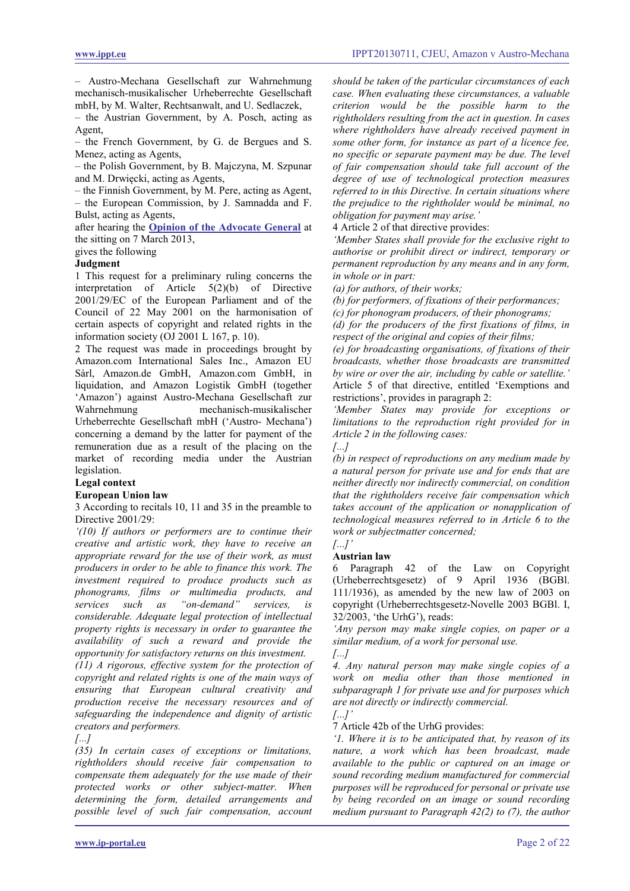– Austro-Mechana Gesellschaft zur Wahrnehmung mechanisch-musikalischer Urheberrechte Gesellschaft mbH, by M. Walter, Rechtsanwalt, and U. Sedlaczek,

– the Austrian Government, by A. Posch, acting as Agent,

– the French Government, by G. de Bergues and S. Menez, acting as Agents,

– the Polish Government, by B. Majczyna, M. Szpunar and M. Drwięcki, acting as Agents,

– the Finnish Government, by M. Pere, acting as Agent,

– the European Commission, by J. Samnadda and F. Bulst, acting as Agents,

after hearing the **Opinion of the Advocate General** at the sitting on 7 March 2013,

gives the following

**Judgment**

1 This request for a preliminary ruling concerns the interpretation of Article 5(2)(b) of Directive 2001/29/EC of the European Parliament and of the Council of 22 May 2001 on the harmonisation of certain aspects of copyright and related rights in the information society (OJ 2001 L 167, p. 10).

2 The request was made in proceedings brought by Amazon.com International Sales Inc., Amazon EU Sàrl, Amazon.de GmbH, Amazon.com GmbH, in liquidation, and Amazon Logistik GmbH (together 'Amazon') against Austro-Mechana Gesellschaft zur Wahrnehmung mechanisch-musikalischer Urheberrechte Gesellschaft mbH ('Austro- Mechana') concerning a demand by the latter for payment of the remuneration due as a result of the placing on the market of recording media under the Austrian legislation.

**Legal context**

**European Union law**

3 According to recitals 10, 11 and 35 in the preamble to Directive 2001/29:

*'(10) If authors or performers are to continue their creative and artistic work, they have to receive an appropriate reward for the use of their work, as must producers in order to be able to finance this work. The investment required to produce products such as phonograms, films or multimedia products, and services such as "on-demand" services, is considerable. Adequate legal protection of intellectual property rights is necessary in order to guarantee the availability of such a reward and provide the opportunity for satisfactory returns on this investment.*

*(11) A rigorous, effective system for the protection of copyright and related rights is one of the main ways of ensuring that European cultural creativity and production receive the necessary resources and of safeguarding the independence and dignity of artistic creators and performers.*

*[...]*

*(35) In certain cases of exceptions or limitations, rightholders should receive fair compensation to compensate them adequately for the use made of their protected works or other subject-matter. When determining the form, detailed arrangements and possible level of such fair compensation, account should be taken of the particular circumstances of each case. When evaluating these circumstances, a valuable criterion would be the possible harm to the rightholders resulting from the act in question. In cases where rightholders have already received payment in some other form, for instance as part of a licence fee, no specific or separate payment may be due. The level of fair compensation should take full account of the degree of use of technological protection measures referred to in this Directive. In certain situations where the prejudice to the rightholder would be minimal, no obligation for payment may arise.'*

4 Article 2 of that directive provides:

*'Member States shall provide for the exclusive right to authorise or prohibit direct or indirect, temporary or permanent reproduction by any means and in any form, in whole or in part:*

*(a) for authors, of their works;*

*(b) for performers, of fixations of their performances;*

*(c) for phonogram producers, of their phonograms;*

*(d) for the producers of the first fixations of films, in respect of the original and copies of their films;*

*(e) for broadcasting organisations, of fixations of their broadcasts, whether those broadcasts are transmitted by wire or over the air, including by cable or satellite.'*

Article 5 of that directive, entitled 'Exemptions and restrictions', provides in paragraph 2:

*'Member States may provide for exceptions or limitations to the reproduction right provided for in Article 2 in the following cases:*

*[...]*

*(b) in respect of reproductions on any medium made by a natural person for private use and for ends that are neither directly nor indirectly commercial, on condition that the rightholders receive fair compensation which takes account of the application or nonapplication of technological measures referred to in Article 6 to the work or subjectmatter concerned;*

*[...]'*

**Austrian law**

6 Paragraph 42 of the Law on Copyright (Urheberrechtsgesetz) of 9 April 1936 (BGBl. 111/1936), as amended by the new law of 2003 on copyright (Urheberrechtsgesetz-Novelle 2003 BGBl. I, 32/2003, 'the UrhG'), reads:

*'Any person may make single copies, on paper or a similar medium, of a work for personal use.*

*[...]*

*4. Any natural person may make single copies of a work on media other than those mentioned in subparagraph 1 for private use and for purposes which are not directly or indirectly commercial.*

*[...]'*

7 Article 42b of the UrhG provides:

*'1. Where it is to be anticipated that, by reason of its nature, a work which has been broadcast, made available to the public or captured on an image or sound recording medium manufactured for commercial purposes will be reproduced for personal or private use by being recorded on an image or sound recording medium pursuant to Paragraph 42(2) to (7), the author*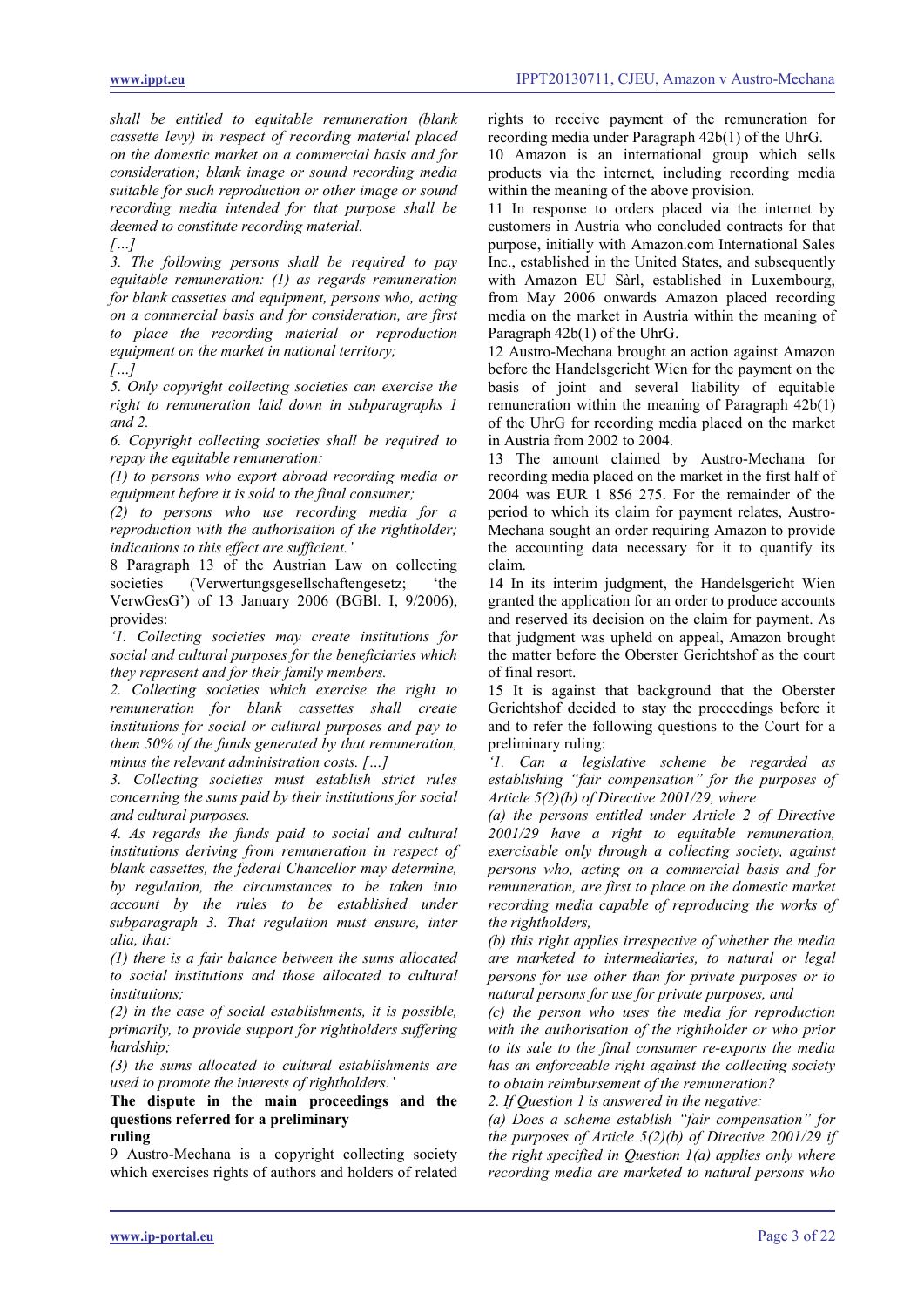*shall be entitled to equitable remuneration (blank cassette levy) in respect of recording material placed on the domestic market on a commercial basis and for consideration; blank image or sound recording media suitable for such reproduction or other image or sound recording media intended for that purpose shall be deemed to constitute recording material.*

*[…]*

*3. The following persons shall be required to pay equitable remuneration: (1) as regards remuneration for blank cassettes and equipment, persons who, acting on a commercial basis and for consideration, are first to place the recording material or reproduction equipment on the market in national territory;*

*[…]*

*5. Only copyright collecting societies can exercise the right to remuneration laid down in subparagraphs 1 and 2.*

*6. Copyright collecting societies shall be required to repay the equitable remuneration:*

*(1) to persons who export abroad recording media or equipment before it is sold to the final consumer;*

*(2) to persons who use recording media for a reproduction with the authorisation of the rightholder; indications to this effect are sufficient.'*

8 Paragraph 13 of the Austrian Law on collecting societies (Verwertungsgesellschaftengesetz; 'the VerwGesG') of 13 January 2006 (BGBl. I, 9/2006), provides:

*'1. Collecting societies may create institutions for social and cultural purposes for the beneficiaries which they represent and for their family members.*

*2. Collecting societies which exercise the right to remuneration for blank cassettes shall create institutions for social or cultural purposes and pay to them 50% of the funds generated by that remuneration, minus the relevant administration costs. […]*

*3. Collecting societies must establish strict rules concerning the sums paid by their institutions for social and cultural purposes.*

*4. As regards the funds paid to social and cultural institutions deriving from remuneration in respect of blank cassettes, the federal Chancellor may determine, by regulation, the circumstances to be taken into account by the rules to be established under subparagraph 3. That regulation must ensure, inter alia, that:*

*(1) there is a fair balance between the sums allocated to social institutions and those allocated to cultural institutions;*

*(2) in the case of social establishments, it is possible, primarily, to provide support for rightholders suffering hardship;*

*(3) the sums allocated to cultural establishments are used to promote the interests of rightholders.'*

**The dispute in the main proceedings and the questions referred for a preliminary ruling**

9 Austro-Mechana is a copyright collecting society which exercises rights of authors and holders of related rights to receive payment of the remuneration for recording media under Paragraph 42b(1) of the UhrG.

10 Amazon is an international group which sells products via the internet, including recording media within the meaning of the above provision.

11 In response to orders placed via the internet by customers in Austria who concluded contracts for that purpose, initially with Amazon.com International Sales Inc., established in the United States, and subsequently with Amazon EU Sàrl, established in Luxembourg, from May 2006 onwards Amazon placed recording media on the market in Austria within the meaning of Paragraph 42b(1) of the UhrG.

12 Austro-Mechana brought an action against Amazon before the Handelsgericht Wien for the payment on the basis of joint and several liability of equitable remuneration within the meaning of Paragraph 42b(1) of the UhrG for recording media placed on the market in Austria from 2002 to 2004.

13 The amount claimed by Austro-Mechana for recording media placed on the market in the first half of 2004 was EUR 1 856 275. For the remainder of the period to which its claim for payment relates, Austro-Mechana sought an order requiring Amazon to provide the accounting data necessary for it to quantify its claim.

14 In its interim judgment, the Handelsgericht Wien granted the application for an order to produce accounts and reserved its decision on the claim for payment. As that judgment was upheld on appeal, Amazon brought the matter before the Oberster Gerichtshof as the court of final resort.

15 It is against that background that the Oberster Gerichtshof decided to stay the proceedings before it and to refer the following questions to the Court for a preliminary ruling:

*'1. Can a legislative scheme be regarded as establishing "fair compensation" for the purposes of Article 5(2)(b) of Directive 2001/29, where*

*(a) the persons entitled under Article 2 of Directive 2001/29 have a right to equitable remuneration, exercisable only through a collecting society, against persons who, acting on a commercial basis and for remuneration, are first to place on the domestic market recording media capable of reproducing the works of the rightholders,*

*(b) this right applies irrespective of whether the media are marketed to intermediaries, to natural or legal persons for use other than for private purposes or to natural persons for use for private purposes, and*

*(c) the person who uses the media for reproduction with the authorisation of the rightholder or who prior to its sale to the final consumer re-exports the media has an enforceable right against the collecting society to obtain reimbursement of the remuneration?*

*2. If Question 1 is answered in the negative:*

*(a) Does a scheme establish "fair compensation" for the purposes of Article 5(2)(b) of Directive 2001/29 if the right specified in Question 1(a) applies only where recording media are marketed to natural persons who*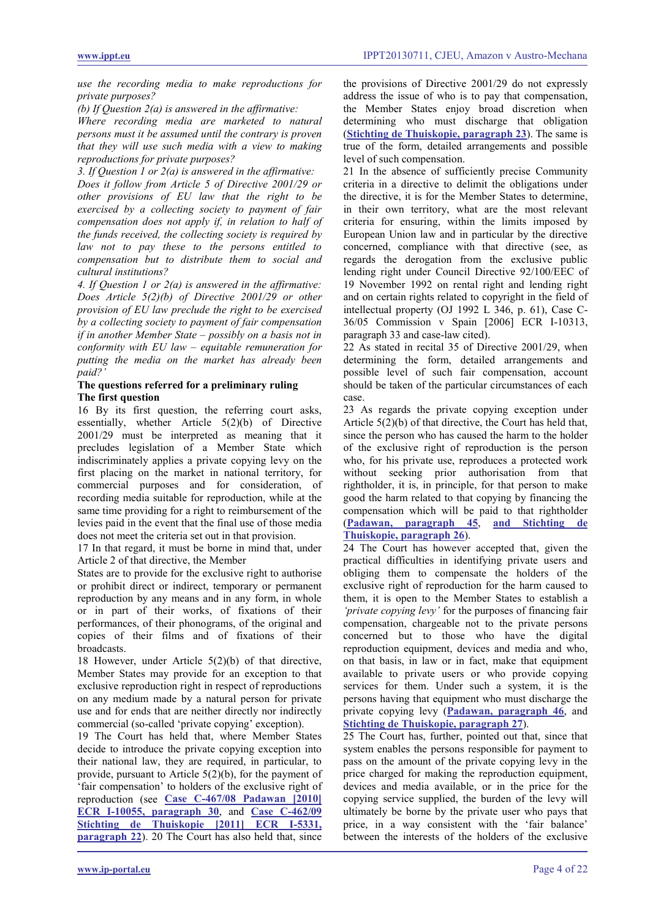*use the recording media to make reproductions for private purposes?*

*(b) If Question 2(a) is answered in the affirmative:*

*Where recording media are marketed to natural persons must it be assumed until the contrary is proven that they will use such media with a view to making reproductions for private purposes?*

*3. If Question 1 or 2(a) is answered in the affirmative:*

*Does it follow from Article 5 of Directive 2001/29 or other provisions of EU law that the right to be exercised by a collecting society to payment of fair compensation does not apply if, in relation to half of the funds received, the collecting society is required by law not to pay these to the persons entitled to compensation but to distribute them to social and cultural institutions?*

*4. If Question 1 or 2(a) is answered in the affirmative: Does Article 5(2)(b) of Directive 2001/29 or other provision of EU law preclude the right to be exercised by a collecting society to payment of fair compensation if in another Member State – possibly on a basis not in conformity with EU law – equitable remuneration for putting the media on the market has already been paid?'*

**The questions referred for a preliminary ruling**

**The first question**

16 By its first question, the referring court asks, essentially, whether Article 5(2)(b) of Directive 2001/29 must be interpreted as meaning that it precludes legislation of a Member State which indiscriminately applies a private copying levy on the first placing on the market in national territory, for commercial purposes and for consideration, of recording media suitable for reproduction, while at the same time providing for a right to reimbursement of the levies paid in the event that the final use of those media does not meet the criteria set out in that provision.

17 In that regard, it must be borne in mind that, under Article 2 of that directive, the Member States are to provide for the exclusive right to authorise or prohibit direct or indirect, temporary or permanent reproduction by any means and in any form, in whole or in part of their works, of fixations of their performances, of their phonograms, of the original and copies of their films and of fixations of their broadcasts.

18 However, under Article 5(2)(b) of that directive, Member States may provide for an exception to that exclusive reproduction right in respect of reproductions on any medium made by a natural person for private use and for ends that are neither directly nor indirectly commercial (so-called 'private copying' exception).

19 The Court has held that, where Member States decide to introduce the private copying exception into their national law, they are required, in particular, to provide, pursuant to Article 5(2)(b), for the payment of 'fair compensation' to holders of the exclusive right of reproduction (see **Case C-467/08 Padawan [2010] ECR I-10055, paragraph 30**, and **Case C-462/09 Stichting de Thuiskopie [2011] ECR I-5331, paragraph 22**). 20 The Court has also held that, since the provisions of Directive 2001/29 do not expressly address the issue of who is to pay that compensation, the Member States enjoy broad discretion when determining who must discharge that obligation (**Stichting de Thuiskopie, paragraph 23**). The same is true of the form, detailed arrangements and possible level of such compensation.

21 In the absence of sufficiently precise Community criteria in a directive to delimit the obligations under the directive, it is for the Member States to determine, in their own territory, what are the most relevant criteria for ensuring, within the limits imposed by European Union law and in particular by the directive concerned, compliance with that directive (see, as regards the derogation from the exclusive public lending right under Council Directive 92/100/EEC of 19 November 1992 on rental right and lending right and on certain rights related to copyright in the field of intellectual property (OJ 1992 L 346, p. 61), Case C-36/05 Commission v Spain [2006] ECR I-10313, paragraph 33 and case-law cited).

22 As stated in recital 35 of Directive 2001/29, when determining the form, detailed arrangements and possible level of such fair compensation, account should be taken of the particular circumstances of each case.

23 As regards the private copying exception under Article 5(2)(b) of that directive, the Court has held that, since the person who has caused the harm to the holder of the exclusive right of reproduction is the person who, for his private use, reproduces a protected work without seeking prior authorisation from that rightholder, it is, in principle, for that person to make good the harm related to that copying by financing the compensation which will be paid to that rightholder (**Padawan, paragraph 45**, **and Stichting de Thuiskopie, paragraph 26**).

24 The Court has however accepted that, given the practical difficulties in identifying private users and obliging them to compensate the holders of the exclusive right of reproduction for the harm caused to them, it is open to the Member States to establish a *'private copying levy'* for the purposes of financing fair compensation, chargeable not to the private persons concerned but to those who have the digital reproduction equipment, devices and media and who, on that basis, in law or in fact, make that equipment available to private users or who provide copying services for them. Under such a system, it is the persons having that equipment who must discharge the private copying levy (**Padawan, paragraph 46**, and **Stichting de Thuiskopie, paragraph 27**).

25 The Court has, further, pointed out that, since that system enables the persons responsible for payment to pass on the amount of the private copying levy in the price charged for making the reproduction equipment, devices and media available, or in the price for the copying service supplied, the burden of the levy will ultimately be borne by the private user who pays that price, in a way consistent with the 'fair balance' between the interests of the holders of the exclusive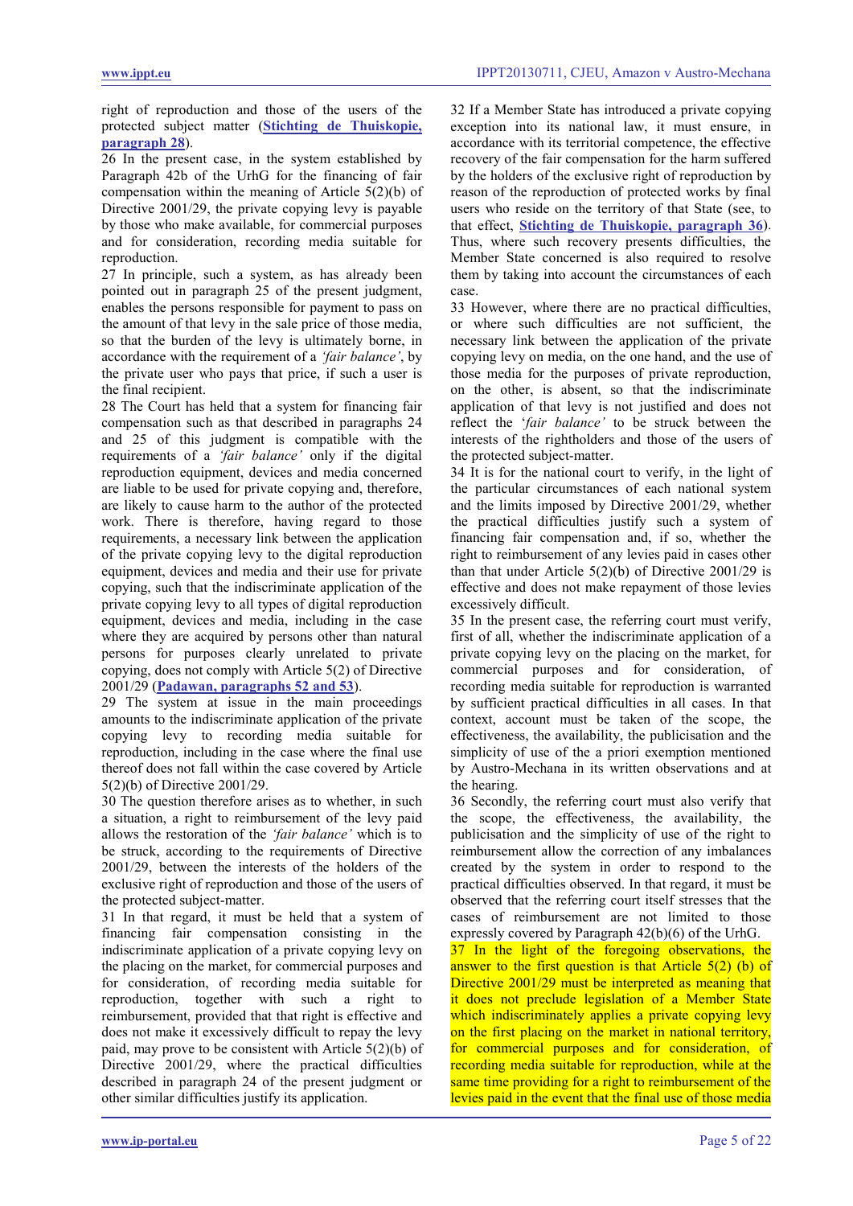right of reproduction and those of the users of the protected subject matter (**Stichting de Thuiskopie, paragraph 28**).

26 In the present case, in the system established by Paragraph 42b of the UrhG for the financing of fair compensation within the meaning of Article 5(2)(b) of Directive 2001/29, the private copying levy is payable by those who make available, for commercial purposes and for consideration, recording media suitable for reproduction.

27 In principle, such a system, as has already been pointed out in paragraph 25 of the present judgment, enables the persons responsible for payment to pass on the amount of that levy in the sale price of those media, so that the burden of the levy is ultimately borne, in accordance with the requirement of a *'fair balance'*, by the private user who pays that price, if such a user is the final recipient.

28 The Court has held that a system for financing fair compensation such as that described in paragraphs 24 and 25 of this judgment is compatible with the requirements of a *'fair balance'* only if the digital reproduction equipment, devices and media concerned are liable to be used for private copying and, therefore, are likely to cause harm to the author of the protected work. There is therefore, having regard to those requirements, a necessary link between the application of the private copying levy to the digital reproduction equipment, devices and media and their use for private copying, such that the indiscriminate application of the private copying levy to all types of digital reproduction equipment, devices and media, including in the case where they are acquired by persons other than natural persons for purposes clearly unrelated to private copying, does not comply with Article 5(2) of Directive 2001/29 (**Padawan, paragraphs 52 and 53**).

29 The system at issue in the main proceedings amounts to the indiscriminate application of the private copying levy to recording media suitable for reproduction, including in the case where the final use thereof does not fall within the case covered by Article 5(2)(b) of Directive 2001/29.

30 The question therefore arises as to whether, in such a situation, a right to reimbursement of the levy paid allows the restoration of the *'fair balance'* which is to be struck, according to the requirements of Directive 2001/29, between the interests of the holders of the exclusive right of reproduction and those of the users of the protected subject-matter.

31 In that regard, it must be held that a system of financing fair compensation consisting in the indiscriminate application of a private copying levy on the placing on the market, for commercial purposes and for consideration, of recording media suitable for reproduction, together with such a right to reimbursement, provided that that right is effective and does not make it excessively difficult to repay the levy paid, may prove to be consistent with Article 5(2)(b) of Directive 2001/29, where the practical difficulties described in paragraph 24 of the present judgment or other similar difficulties justify its application.

32 If a Member State has introduced a private copying exception into its national law, it must ensure, in accordance with its territorial competence, the effective recovery of the fair compensation for the harm suffered by the holders of the exclusive right of reproduction by reason of the reproduction of protected works by final users who reside on the territory of that State (see, to that effect, **Stichting de Thuiskopie, paragraph 36**). Thus, where such recovery presents difficulties, the Member State concerned is also required to resolve them by taking into account the circumstances of each case.

33 However, where there are no practical difficulties, or where such difficulties are not sufficient, the necessary link between the application of the private copying levy on media, on the one hand, and the use of those media for the purposes of private reproduction, on the other, is absent, so that the indiscriminate application of that levy is not justified and does not reflect the '*fair balance*' to be struck between the interests of the rightholders and those of the users of the protected subject-matter.

34 It is for the national court to verify, in the light of the particular circumstances of each national system and the limits imposed by Directive 2001/29, whether the practical difficulties justify such a system of financing fair compensation and, if so, whether the right to reimbursement of any levies paid in cases other than that under Article 5(2)(b) of Directive 2001/29 is effective and does not make repayment of those levies excessively difficult.

35 In the present case, the referring court must verify, first of all, whether the indiscriminate application of a private copying levy on the placing on the market, for commercial purposes and for consideration, of recording media suitable for reproduction is warranted by sufficient practical difficulties in all cases. In that context, account must be taken of the scope, the effectiveness, the availability, the publicisation and the simplicity of use of the a priori exemption mentioned by Austro-Mechana in its written observations and at the hearing.

36 Secondly, the referring court must also verify that the scope, the effectiveness, the availability, the publicisation and the simplicity of use of the right to reimbursement allow the correction of any imbalances created by the system in order to respond to the practical difficulties observed. In that regard, it must be observed that the referring court itself stresses that the cases of reimbursement are not limited to those expressly covered by Paragraph 42(b)(6) of the UrhG.

37 In the light of the foregoing observations, the answer to the first question is that Article 5(2) (b) of Directive 2001/29 must be interpreted as meaning that it does not preclude legislation of a Member State which indiscriminately applies a private copying levy on the first placing on the market in national territory, for commercial purposes and for consideration, of recording media suitable for reproduction, while at the same time providing for a right to reimbursement of the levies paid in the event that the final use of those media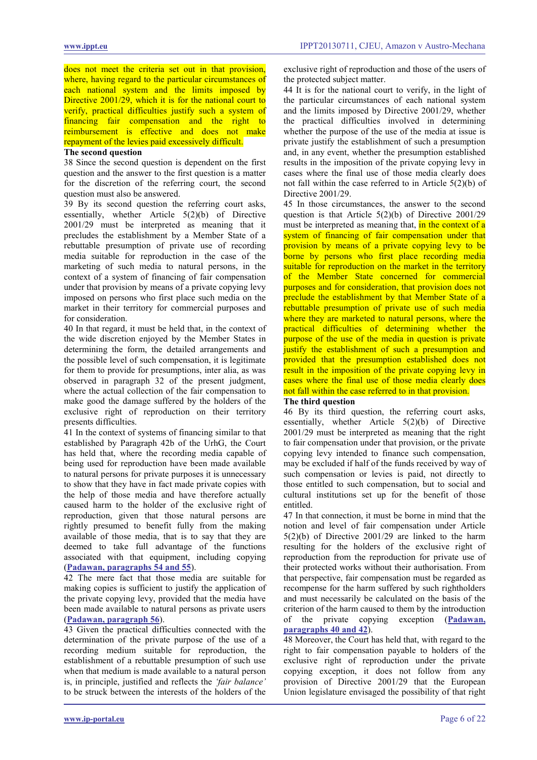does not meet the criteria set out in that provision, where, having regard to the particular circumstances of each national system and the limits imposed by Directive 2001/29, which it is for the national court to verify, practical difficulties justify such a system of financing fair compensation and the right to reimbursement is effective and does not make repayment of the levies paid excessively difficult.

**The second question**

38 Since the second question is dependent on the first question and the answer to the first question is a matter for the discretion of the referring court, the second question must also be answered.

39 By its second question the referring court asks, essentially, whether Article 5(2)(b) of Directive 2001/29 must be interpreted as meaning that it precludes the establishment by a Member State of a rebuttable presumption of private use of recording media suitable for reproduction in the case of the marketing of such media to natural persons, in the context of a system of financing of fair compensation under that provision by means of a private copying levy imposed on persons who first place such media on the market in their territory for commercial purposes and for consideration.

40 In that regard, it must be held that, in the context of the wide discretion enjoyed by the Member States in determining the form, the detailed arrangements and the possible level of such compensation, it is legitimate for them to provide for presumptions, inter alia, as was observed in paragraph 32 of the present judgment, where the actual collection of the fair compensation to make good the damage suffered by the holders of the exclusive right of reproduction on their territory presents difficulties.

41 In the context of systems of financing similar to that established by Paragraph 42b of the UrhG, the Court has held that, where the recording media capable of being used for reproduction have been made available to natural persons for private purposes it is unnecessary to show that they have in fact made private copies with the help of those media and have therefore actually caused harm to the holder of the exclusive right of reproduction, given that those natural persons are rightly presumed to benefit fully from the making available of those media, that is to say that they are deemed to take full advantage of the functions associated with that equipment, including copying (**Padawan, paragraphs 54 and 55**).

42 The mere fact that those media are suitable for making copies is sufficient to justify the application of the private copying levy, provided that the media have been made available to natural persons as private users (**Padawan, paragraph 56**).

43 Given the practical difficulties connected with the determination of the private purpose of the use of a recording medium suitable for reproduction, the establishment of a rebuttable presumption of such use when that medium is made available to a natural person is, in principle, justified and reflects the *'fair balance'* to be struck between the interests of the holders of the exclusive right of reproduction and those of the users of the protected subject matter.

44 It is for the national court to verify, in the light of the particular circumstances of each national system and the limits imposed by Directive 2001/29, whether the practical difficulties involved in determining whether the purpose of the use of the media at issue is private justify the establishment of such a presumption and, in any event, whether the presumption established results in the imposition of the private copying levy in cases where the final use of those media clearly does not fall within the case referred to in Article 5(2)(b) of Directive 2001/29.

45 In those circumstances, the answer to the second question is that Article 5(2)(b) of Directive 2001/29 must be interpreted as meaning that, in the context of a system of financing of fair compensation under that provision by means of a private copying levy to be borne by persons who first place recording media suitable for reproduction on the market in the territory of the Member State concerned for commercial purposes and for consideration, that provision does not preclude the establishment by that Member State of a rebuttable presumption of private use of such media where they are marketed to natural persons, where the practical difficulties of determining whether the purpose of the use of the media in question is private justify the establishment of such a presumption and provided that the presumption established does not result in the imposition of the private copying levy in cases where the final use of those media clearly does not fall within the case referred to in that provision.

**The third question**

46 By its third question, the referring court asks, essentially, whether Article 5(2)(b) of Directive 2001/29 must be interpreted as meaning that the right to fair compensation under that provision, or the private copying levy intended to finance such compensation, may be excluded if half of the funds received by way of such compensation or levies is paid, not directly to those entitled to such compensation, but to social and cultural institutions set up for the benefit of those entitled.

47 In that connection, it must be borne in mind that the notion and level of fair compensation under Article 5(2)(b) of Directive 2001/29 are linked to the harm resulting for the holders of the exclusive right of reproduction from the reproduction for private use of their protected works without their authorisation. From that perspective, fair compensation must be regarded as recompense for the harm suffered by such rightholders and must necessarily be calculated on the basis of the criterion of the harm caused to them by the introduction of the private copying exception (**Padawan, paragraphs 40 and 42**).

48 Moreover, the Court has held that, with regard to the right to fair compensation payable to holders of the exclusive right of reproduction under the private copying exception, it does not follow from any provision of Directive 2001/29 that the European Union legislature envisaged the possibility of that right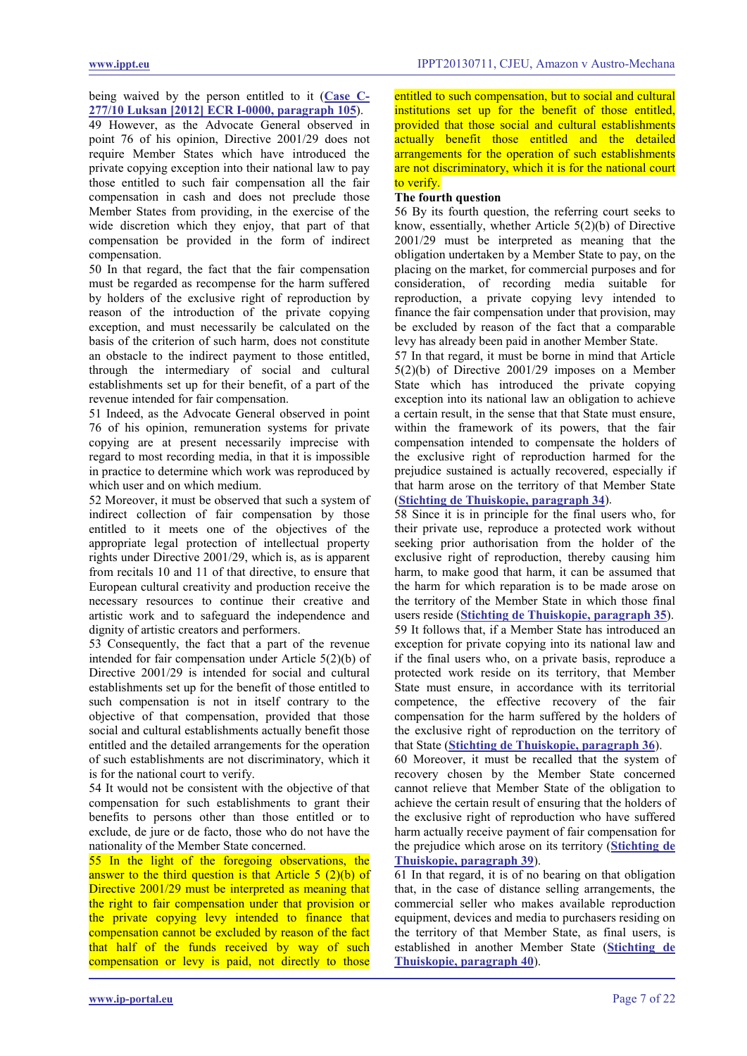being waived by the person entitled to it (**Case C-277/10 Luksan [2012] ECR I-0000, paragraph 105**).

49 However, as the Advocate General observed in point 76 of his opinion, Directive 2001/29 does not require Member States which have introduced the private copying exception into their national law to pay those entitled to such fair compensation all the fair compensation in cash and does not preclude those Member States from providing, in the exercise of the wide discretion which they enjoy, that part of that compensation be provided in the form of indirect compensation.

50 In that regard, the fact that the fair compensation must be regarded as recompense for the harm suffered by holders of the exclusive right of reproduction by reason of the introduction of the private copying exception, and must necessarily be calculated on the basis of the criterion of such harm, does not constitute an obstacle to the indirect payment to those entitled, through the intermediary of social and cultural establishments set up for their benefit, of a part of the revenue intended for fair compensation.

51 Indeed, as the Advocate General observed in point 76 of his opinion, remuneration systems for private copying are at present necessarily imprecise with regard to most recording media, in that it is impossible in practice to determine which work was reproduced by which user and on which medium.

52 Moreover, it must be observed that such a system of indirect collection of fair compensation by those entitled to it meets one of the objectives of the appropriate legal protection of intellectual property rights under Directive 2001/29, which is, as is apparent from recitals 10 and 11 of that directive, to ensure that European cultural creativity and production receive the necessary resources to continue their creative and artistic work and to safeguard the independence and dignity of artistic creators and performers.

53 Consequently, the fact that a part of the revenue intended for fair compensation under Article 5(2)(b) of Directive 2001/29 is intended for social and cultural establishments set up for the benefit of those entitled to such compensation is not in itself contrary to the objective of that compensation, provided that those social and cultural establishments actually benefit those entitled and the detailed arrangements for the operation of such establishments are not discriminatory, which it is for the national court to verify.

54 It would not be consistent with the objective of that compensation for such establishments to grant their benefits to persons other than those entitled or to exclude, de jure or de facto, those who do not have the nationality of the Member State concerned.

55 In the light of the foregoing observations, the answer to the third question is that Article 5 (2)(b) of Directive 2001/29 must be interpreted as meaning that the right to fair compensation under that provision or the private copying levy intended to finance that compensation cannot be excluded by reason of the fact that half of the funds received by way of such compensation or levy is paid, not directly to those entitled to such compensation, but to social and cultural institutions set up for the benefit of those entitled, provided that those social and cultural establishments actually benefit those entitled and the detailed arrangements for the operation of such establishments are not discriminatory, which it is for the national court to verify.

**The fourth question**

56 By its fourth question, the referring court seeks to know, essentially, whether Article 5(2)(b) of Directive 2001/29 must be interpreted as meaning that the obligation undertaken by a Member State to pay, on the placing on the market, for commercial purposes and for consideration, of recording media suitable for reproduction, a private copying levy intended to finance the fair compensation under that provision, may be excluded by reason of the fact that a comparable levy has already been paid in another Member State.

57 In that regard, it must be borne in mind that Article 5(2)(b) of Directive 2001/29 imposes on a Member State which has introduced the private copying exception into its national law an obligation to achieve a certain result, in the sense that that State must ensure, within the framework of its powers, that the fair compensation intended to compensate the holders of the exclusive right of reproduction harmed for the prejudice sustained is actually recovered, especially if that harm arose on the territory of that Member State (**Stichting de Thuiskopie, paragraph 34**).

58 Since it is in principle for the final users who, for their private use, reproduce a protected work without seeking prior authorisation from the holder of the exclusive right of reproduction, thereby causing him harm, to make good that harm, it can be assumed that the harm for which reparation is to be made arose on the territory of the Member State in which those final users reside (**Stichting de Thuiskopie, paragraph 35**).

59 It follows that, if a Member State has introduced an exception for private copying into its national law and if the final users who, on a private basis, reproduce a protected work reside on its territory, that Member State must ensure, in accordance with its territorial competence, the effective recovery of the fair compensation for the harm suffered by the holders of the exclusive right of reproduction on the territory of that State (**Stichting de Thuiskopie, paragraph 36**).

60 Moreover, it must be recalled that the system of recovery chosen by the Member State concerned cannot relieve that Member State of the obligation to achieve the certain result of ensuring that the holders of the exclusive right of reproduction who have suffered harm actually receive payment of fair compensation for the prejudice which arose on its territory (**Stichting de Thuiskopie, paragraph 39**).

61 In that regard, it is of no bearing on that obligation that, in the case of distance selling arrangements, the commercial seller who makes available reproduction equipment, devices and media to purchasers residing on the territory of that Member State, as final users, is established in another Member State (**Stichting de Thuiskopie, paragraph 40**).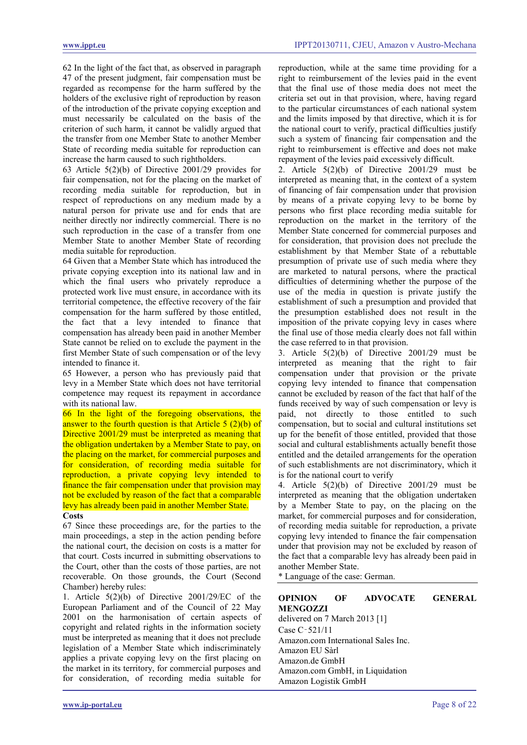62 In the light of the fact that, as observed in paragraph 47 of the present judgment, fair compensation must be regarded as recompense for the harm suffered by the holders of the exclusive right of reproduction by reason of the introduction of the private copying exception and must necessarily be calculated on the basis of the criterion of such harm, it cannot be validly argued that the transfer from one Member State to another Member State of recording media suitable for reproduction can increase the harm caused to such rightholders.

63 Article 5(2)(b) of Directive 2001/29 provides for fair compensation, not for the placing on the market of recording media suitable for reproduction, but in respect of reproductions on any medium made by a natural person for private use and for ends that are neither directly nor indirectly commercial. There is no such reproduction in the case of a transfer from one Member State to another Member State of recording media suitable for reproduction.

64 Given that a Member State which has introduced the private copying exception into its national law and in which the final users who privately reproduce a protected work live must ensure, in accordance with its territorial competence, the effective recovery of the fair compensation for the harm suffered by those entitled, the fact that a levy intended to finance that compensation has already been paid in another Member State cannot be relied on to exclude the payment in the first Member State of such compensation or of the levy intended to finance it.

65 However, a person who has previously paid that levy in a Member State which does not have territorial competence may request its repayment in accordance with its national law.

66 In the light of the foregoing observations, the answer to the fourth question is that Article 5 (2)(b) of Directive 2001/29 must be interpreted as meaning that the obligation undertaken by a Member State to pay, on the placing on the market, for commercial purposes and for consideration, of recording media suitable for reproduction, a private copying levy intended to finance the fair compensation under that provision may not be excluded by reason of the fact that a comparable levy has already been paid in another Member State.

**Costs**

67 Since these proceedings are, for the parties to the main proceedings, a step in the action pending before the national court, the decision on costs is a matter for that court. Costs incurred in submitting observations to the Court, other than the costs of those parties, are not recoverable. On those grounds, the Court (Second Chamber) hereby rules:

1. Article 5(2)(b) of Directive 2001/29/EC of the European Parliament and of the Council of 22 May 2001 on the harmonisation of certain aspects of copyright and related rights in the information society must be interpreted as meaning that it does not preclude legislation of a Member State which indiscriminately applies a private copying levy on the first placing on the market in its territory, for commercial purposes and for consideration, of recording media suitable for reproduction, while at the same time providing for a right to reimbursement of the levies paid in the event that the final use of those media does not meet the criteria set out in that provision, where, having regard to the particular circumstances of each national system and the limits imposed by that directive, which it is for the national court to verify, practical difficulties justify such a system of financing fair compensation and the right to reimbursement is effective and does not make repayment of the levies paid excessively difficult.

2. Article 5(2)(b) of Directive 2001/29 must be interpreted as meaning that, in the context of a system of financing of fair compensation under that provision by means of a private copying levy to be borne by persons who first place recording media suitable for reproduction on the market in the territory of the Member State concerned for commercial purposes and for consideration, that provision does not preclude the establishment by that Member State of a rebuttable presumption of private use of such media where they are marketed to natural persons, where the practical difficulties of determining whether the purpose of the use of the media in question is private justify the establishment of such a presumption and provided that the presumption established does not result in the imposition of the private copying levy in cases where the final use of those media clearly does not fall within the case referred to in that provision.

3. Article 5(2)(b) of Directive 2001/29 must be interpreted as meaning that the right to fair compensation under that provision or the private copying levy intended to finance that compensation cannot be excluded by reason of the fact that half of the funds received by way of such compensation or levy is paid, not directly to those entitled to such compensation, but to social and cultural institutions set up for the benefit of those entitled, provided that those social and cultural establishments actually benefit those entitled and the detailed arrangements for the operation of such establishments are not discriminatory, which it is for the national court to verify

4. Article 5(2)(b) of Directive 2001/29 must be interpreted as meaning that the obligation undertaken by a Member State to pay, on the placing on the market, for commercial purposes and for consideration, of recording media suitable for reproduction, a private copying levy intended to finance the fair compensation under that provision may not be excluded by reason of the fact that a comparable levy has already been paid in another Member State.

\* Language of the case: German.

**OPINION OF ADVOCATE GENERAL MENGOZZI**

delivered on 7 March 2013 [1]

Case C‑521/11

Amazon.com International Sales Inc.

Amazon EU Sàrl

Amazon.de GmbH

Amazon.com GmbH, in Liquidation

Amazon Logistik GmbH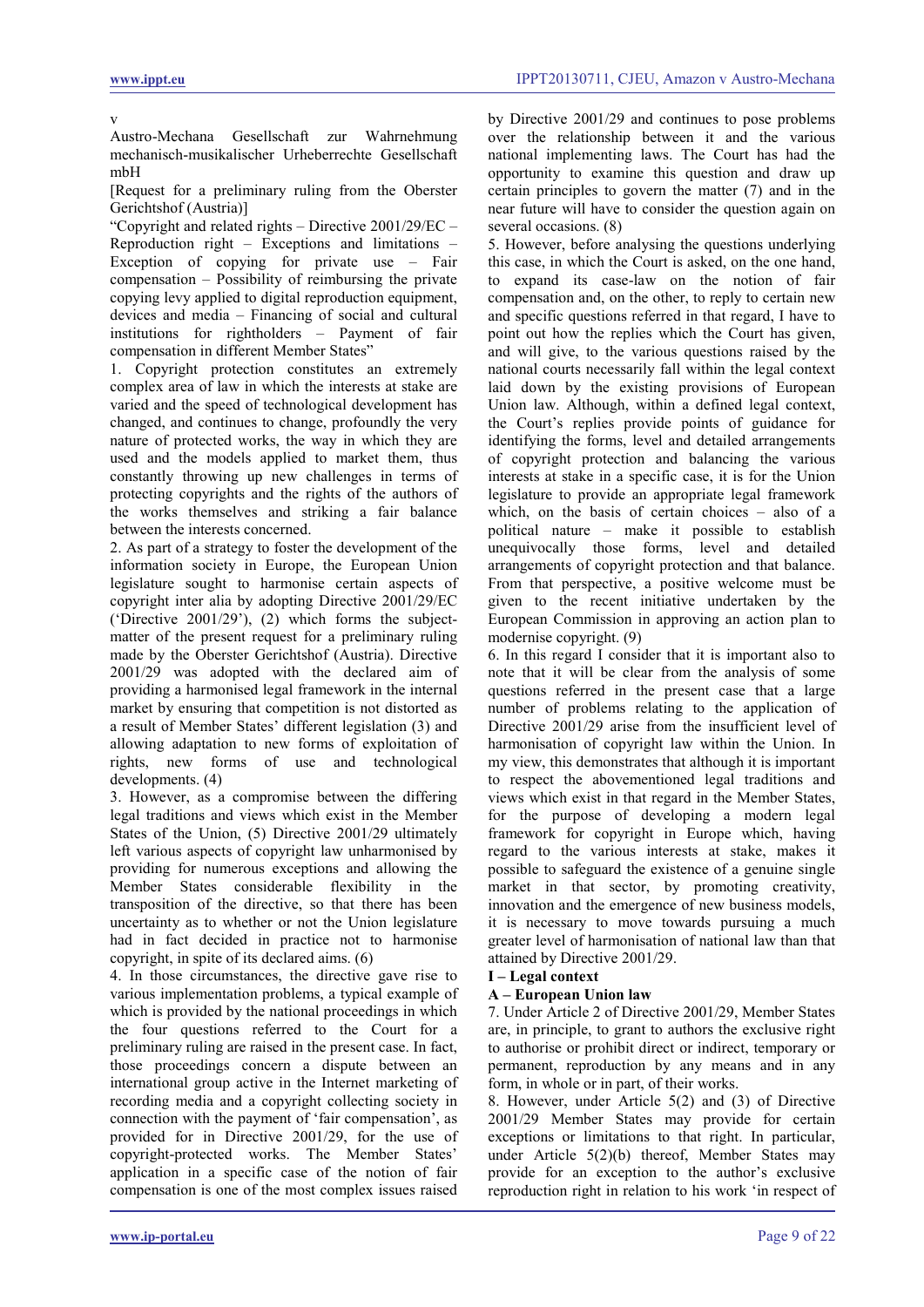v

Austro-Mechana Gesellschaft zur Wahrnehmung mechanisch-musikalischer Urheberrechte Gesellschaft mbH

[Request for a preliminary ruling from the Oberster Gerichtshof (Austria)]

"Copyright and related rights – Directive 2001/29/EC – Reproduction right – Exceptions and limitations – Exception of copying for private use – Fair compensation – Possibility of reimbursing the private copying levy applied to digital reproduction equipment, devices and media – Financing of social and cultural institutions for rightholders – Payment of fair compensation in different Member States"

1. Copyright protection constitutes an extremely complex area of law in which the interests at stake are varied and the speed of technological development has changed, and continues to change, profoundly the very nature of protected works, the way in which they are used and the models applied to market them, thus constantly throwing up new challenges in terms of protecting copyrights and the rights of the authors of the works themselves and striking a fair balance between the interests concerned.

2. As part of a strategy to foster the development of the information society in Europe, the European Union legislature sought to harmonise certain aspects of copyright inter alia by adopting Directive 2001/29/EC ('Directive 2001/29'), (2) which forms the subject-matter of the present request for a preliminary ruling made by the Oberster Gerichtshof (Austria). Directive 2001/29 was adopted with the declared aim of providing a harmonised legal framework in the internal market by ensuring that competition is not distorted as a result of Member States' different legislation (3) and allowing adaptation to new forms of exploitation of rights, new forms of use and technological developments. (4)

3. However, as a compromise between the differing legal traditions and views which exist in the Member States of the Union, (5) Directive 2001/29 ultimately left various aspects of copyright law unharmonised by providing for numerous exceptions and allowing the Member States considerable flexibility in the transposition of the directive, so that there has been uncertainty as to whether or not the Union legislature had in fact decided in practice not to harmonise copyright, in spite of its declared aims. (6)

4. In those circumstances, the directive gave rise to various implementation problems, a typical example of which is provided by the national proceedings in which the four questions referred to the Court for a preliminary ruling are raised in the present case. In fact, those proceedings concern a dispute between an international group active in the Internet marketing of recording media and a copyright collecting society in connection with the payment of 'fair compensation', as provided for in Directive 2001/29, for the use of copyright-protected works. The Member States' application in a specific case of the notion of fair compensation is one of the most complex issues raised by Directive 2001/29 and continues to pose problems over the relationship between it and the various national implementing laws. The Court has had the opportunity to examine this question and draw up certain principles to govern the matter (7) and in the near future will have to consider the question again on several occasions. (8)

5. However, before analysing the questions underlying this case, in which the Court is asked, on the one hand, to expand its case-law on the notion of fair compensation and, on the other, to reply to certain new and specific questions referred in that regard, I have to point out how the replies which the Court has given, and will give, to the various questions raised by the national courts necessarily fall within the legal context laid down by the existing provisions of European Union law. Although, within a defined legal context, the Court's replies provide points of guidance for identifying the forms, level and detailed arrangements of copyright protection and balancing the various interests at stake in a specific case, it is for the Union legislature to provide an appropriate legal framework which, on the basis of certain choices – also of a political nature – make it possible to establish unequivocally those forms, level and detailed arrangements of copyright protection and that balance. From that perspective, a positive welcome must be given to the recent initiative undertaken by the European Commission in approving an action plan to modernise copyright. (9)

6. In this regard I consider that it is important also to note that it will be clear from the analysis of some questions referred in the present case that a large number of problems relating to the application of Directive 2001/29 arise from the insufficient level of harmonisation of copyright law within the Union. In my view, this demonstrates that although it is important to respect the abovementioned legal traditions and views which exist in that regard in the Member States, for the purpose of developing a modern legal framework for copyright in Europe which, having regard to the various interests at stake, makes it possible to safeguard the existence of a genuine single market in that sector, by promoting creativity, innovation and the emergence of new business models, it is necessary to move towards pursuing a much greater level of harmonisation of national law than that attained by Directive 2001/29.

## I – Legal context

### A – European Union law

7. Under Article 2 of Directive 2001/29, Member States are, in principle, to grant to authors the exclusive right to authorise or prohibit direct or indirect, temporary or permanent, reproduction by any means and in any form, in whole or in part, of their works.

8. However, under Article 5(2) and (3) of Directive 2001/29 Member States may provide for certain exceptions or limitations to that right. In particular, under Article 5(2)(b) thereof, Member States may provide for an exception to the author's exclusive reproduction right in relation to his work 'in respect of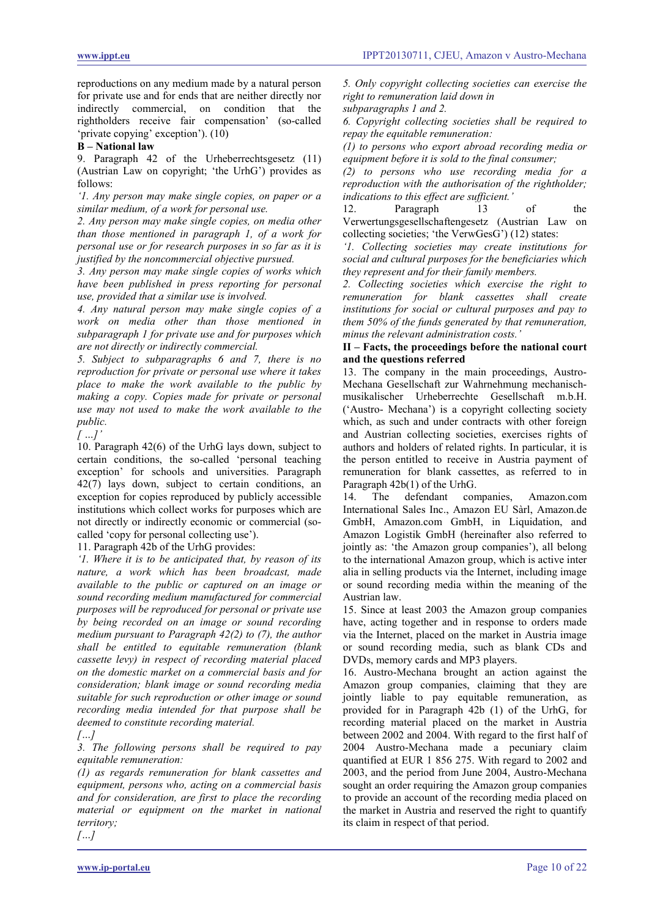reproductions on any medium made by a natural person for private use and for ends that are neither directly nor indirectly commercial, on condition that the rightholders receive fair compensation' (so-called 'private copying' exception'). (10)

**B – National law**

9. Paragraph 42 of the Urheberrechtsgesetz (11) (Austrian Law on copyright; 'the UrhG') provides as follows:

*'1. Any person may make single copies, on paper or a similar medium, of a work for personal use.*

*2. Any person may make single copies, on media other than those mentioned in paragraph 1, of a work for personal use or for research purposes in so far as it is justified by the noncommercial objective pursued.*

*3. Any person may make single copies of works which have been published in press reporting for personal use, provided that a similar use is involved.*

*4. Any natural person may make single copies of a work on media other than those mentioned in subparagraph 1 for private use and for purposes which are not directly or indirectly commercial.*

*5. Subject to subparagraphs 6 and 7, there is no reproduction for private or personal use where it takes place to make the work available to the public by making a copy. Copies made for private or personal use may not used to make the work available to the public.*

*[ ...]'*

10. Paragraph 42(6) of the UrhG lays down, subject to certain conditions, the so-called 'personal teaching exception' for schools and universities. Paragraph 42(7) lays down, subject to certain conditions, an exception for copies reproduced by publicly accessible institutions which collect works for purposes which are not directly or indirectly economic or commercial (so-called 'copy for personal collecting use').

11. Paragraph 42b of the UrhG provides:

*'1. Where it is to be anticipated that, by reason of its nature, a work which has been broadcast, made available to the public or captured on an image or sound recording medium manufactured for commercial purposes will be reproduced for personal or private use by being recorded on an image or sound recording medium pursuant to Paragraph 42(2) to (7), the author shall be entitled to equitable remuneration (blank cassette levy) in respect of recording material placed on the domestic market on a commercial basis and for consideration; blank image or sound recording media suitable for such reproduction or other image or sound recording media intended for that purpose shall be deemed to constitute recording material.*

*[…]*

*3. The following persons shall be required to pay equitable remuneration:*

*(1) as regards remuneration for blank cassettes and equipment, persons who, acting on a commercial basis and for consideration, are first to place the recording material or equipment on the market in national territory;*

*[…]*

*5. Only copyright collecting societies can exercise the right to remuneration laid down in subparagraphs 1 and 2.*

*6. Copyright collecting societies shall be required to repay the equitable remuneration:*

*(1) to persons who export abroad recording media or equipment before it is sold to the final consumer;*

*(2) to persons who use recording media for a reproduction with the authorisation of the rightholder; indications to this effect are sufficient.'*

12. Paragraph 13 of the Verwertungsgesellschaftengesetz (Austrian Law on collecting societies; 'the VerwGesG') (12) states:

*'1. Collecting societies may create institutions for social and cultural purposes for the beneficiaries which they represent and for their family members.*

*2. Collecting societies which exercise the right to remuneration for blank cassettes shall create institutions for social or cultural purposes and pay to them 50% of the funds generated by that remuneration, minus the relevant administration costs.'*

**II – Facts, the proceedings before the national court and the questions referred**

13. The company in the main proceedings, Austro-Mechana Gesellschaft zur Wahrnehmung mechanisch-musikalischer Urheberrechte Gesellschaft m.b.H. ('Austro- Mechana') is a copyright collecting society which, as such and under contracts with other foreign and Austrian collecting societies, exercises rights of authors and holders of related rights. In particular, it is the person entitled to receive in Austria payment of remuneration for blank cassettes, as referred to in Paragraph 42b(1) of the UrhG.

14. The defendant companies, Amazon.com International Sales Inc., Amazon EU Sàrl, Amazon.de GmbH, Amazon.com GmbH, in Liquidation, and Amazon Logistik GmbH (hereinafter also referred to jointly as: 'the Amazon group companies'), all belong to the international Amazon group, which is active inter alia in selling products via the Internet, including image or sound recording media within the meaning of the Austrian law.

15. Since at least 2003 the Amazon group companies have, acting together and in response to orders made via the Internet, placed on the market in Austria image or sound recording media, such as blank CDs and DVDs, memory cards and MP3 players.

16. Austro-Mechana brought an action against the Amazon group companies, claiming that they are jointly liable to pay equitable remuneration, as provided for in Paragraph 42b (1) of the UrhG, for recording material placed on the market in Austria between 2002 and 2004. With regard to the first half of 2004 Austro-Mechana made a pecuniary claim quantified at EUR 1 856 275. With regard to 2002 and 2003, and the period from June 2004, Austro-Mechana sought an order requiring the Amazon group companies to provide an account of the recording media placed on the market in Austria and reserved the right to quantify its claim in respect of that period.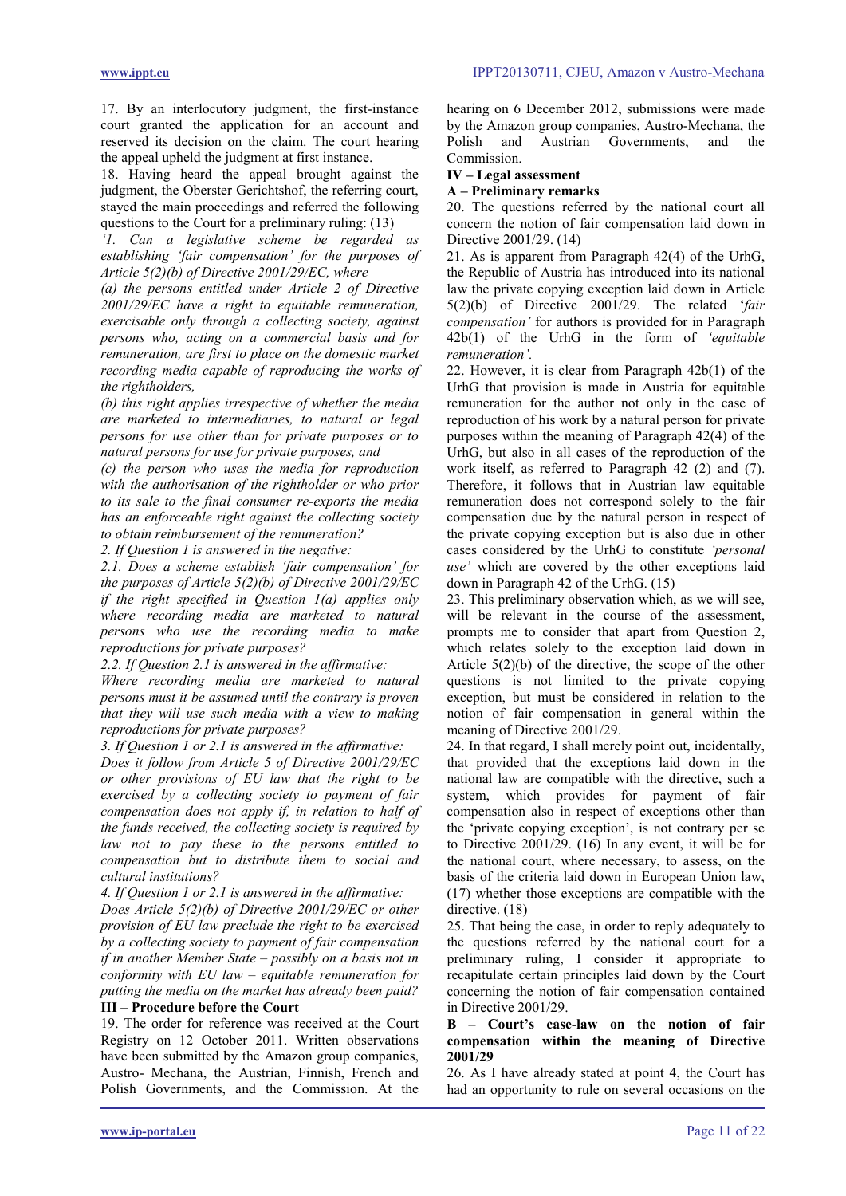17. By an interlocutory judgment, the first-instance court granted the application for an account and reserved its decision on the claim. The court hearing the appeal upheld the judgment at first instance.

18. Having heard the appeal brought against the judgment, the Oberster Gerichtshof, the referring court, stayed the main proceedings and referred the following questions to the Court for a preliminary ruling: (13)

*'1. Can a legislative scheme be regarded as establishing 'fair compensation' for the purposes of Article 5(2)(b) of Directive 2001/29/EC, where*

*(a) the persons entitled under Article 2 of Directive 2001/29/EC have a right to equitable remuneration, exercisable only through a collecting society, against persons who, acting on a commercial basis and for remuneration, are first to place on the domestic market recording media capable of reproducing the works of the rightholders,*

*(b) this right applies irrespective of whether the media are marketed to intermediaries, to natural or legal persons for use other than for private purposes or to natural persons for use for private purposes, and*

*(c) the person who uses the media for reproduction with the authorisation of the rightholder or who prior to its sale to the final consumer re-exports the media has an enforceable right against the collecting society to obtain reimbursement of the remuneration?*

*2. If Question 1 is answered in the negative:*

*2.1. Does a scheme establish 'fair compensation' for the purposes of Article 5(2)(b) of Directive 2001/29/EC if the right specified in Question 1(a) applies only where recording media are marketed to natural persons who use the recording media to make reproductions for private purposes?*

*2.2. If Question 2.1 is answered in the affirmative:*

*Where recording media are marketed to natural persons must it be assumed until the contrary is proven that they will use such media with a view to making reproductions for private purposes?*

*3. If Question 1 or 2.1 is answered in the affirmative:*

*Does it follow from Article 5 of Directive 2001/29/EC or other provisions of EU law that the right to be exercised by a collecting society to payment of fair compensation does not apply if, in relation to half of the funds received, the collecting society is required by law not to pay these to the persons entitled to compensation but to distribute them to social and cultural institutions?*

*4. If Question 1 or 2.1 is answered in the affirmative:*

*Does Article 5(2)(b) of Directive 2001/29/EC or other provision of EU law preclude the right to be exercised by a collecting society to payment of fair compensation if in another Member State – possibly on a basis not in conformity with EU law – equitable remuneration for putting the media on the market has already been paid?*

**III – Procedure before the Court**

19. The order for reference was received at the Court Registry on 12 October 2011. Written observations have been submitted by the Amazon group companies, Austro- Mechana, the Austrian, Finnish, French and Polish Governments, and the Commission. At the hearing on 6 December 2012, submissions were made by the Amazon group companies, Austro-Mechana, the Polish and Austrian Governments, and the Commission.

**IV – Legal assessment**

**A – Preliminary remarks**

20. The questions referred by the national court all concern the notion of fair compensation laid down in Directive 2001/29. (14)

21. As is apparent from Paragraph 42(4) of the UrhG, the Republic of Austria has introduced into its national law the private copying exception laid down in Article 5(2)(b) of Directive 2001/29. The related '*fair compensation'* for authors is provided for in Paragraph 42b(1) of the UrhG in the form of *'equitable remuneration'.*

22. However, it is clear from Paragraph 42b(1) of the UrhG that provision is made in Austria for equitable remuneration for the author not only in the case of reproduction of his work by a natural person for private purposes within the meaning of Paragraph 42(4) of the UrhG, but also in all cases of the reproduction of the work itself, as referred to Paragraph 42 (2) and (7). Therefore, it follows that in Austrian law equitable remuneration does not correspond solely to the fair compensation due by the natural person in respect of the private copying exception but is also due in other cases considered by the UrhG to constitute *'personal use'* which are covered by the other exceptions laid down in Paragraph 42 of the UrhG. (15)

23. This preliminary observation which, as we will see, will be relevant in the course of the assessment, prompts me to consider that apart from Question 2, which relates solely to the exception laid down in Article 5(2)(b) of the directive, the scope of the other questions is not limited to the private copying exception, but must be considered in relation to the notion of fair compensation in general within the meaning of Directive 2001/29.

24. In that regard, I shall merely point out, incidentally, that provided that the exceptions laid down in the national law are compatible with the directive, such a system, which provides for payment of fair compensation also in respect of exceptions other than the 'private copying exception', is not contrary per se to Directive 2001/29. (16) In any event, it will be for the national court, where necessary, to assess, on the basis of the criteria laid down in European Union law, (17) whether those exceptions are compatible with the directive. (18)

25. That being the case, in order to reply adequately to the questions referred by the national court for a preliminary ruling, I consider it appropriate to recapitulate certain principles laid down by the Court concerning the notion of fair compensation contained in Directive 2001/29.

**B – Court's case-law on the notion of fair compensation within the meaning of Directive 2001/29**

26. As I have already stated at point 4, the Court has had an opportunity to rule on several occasions on the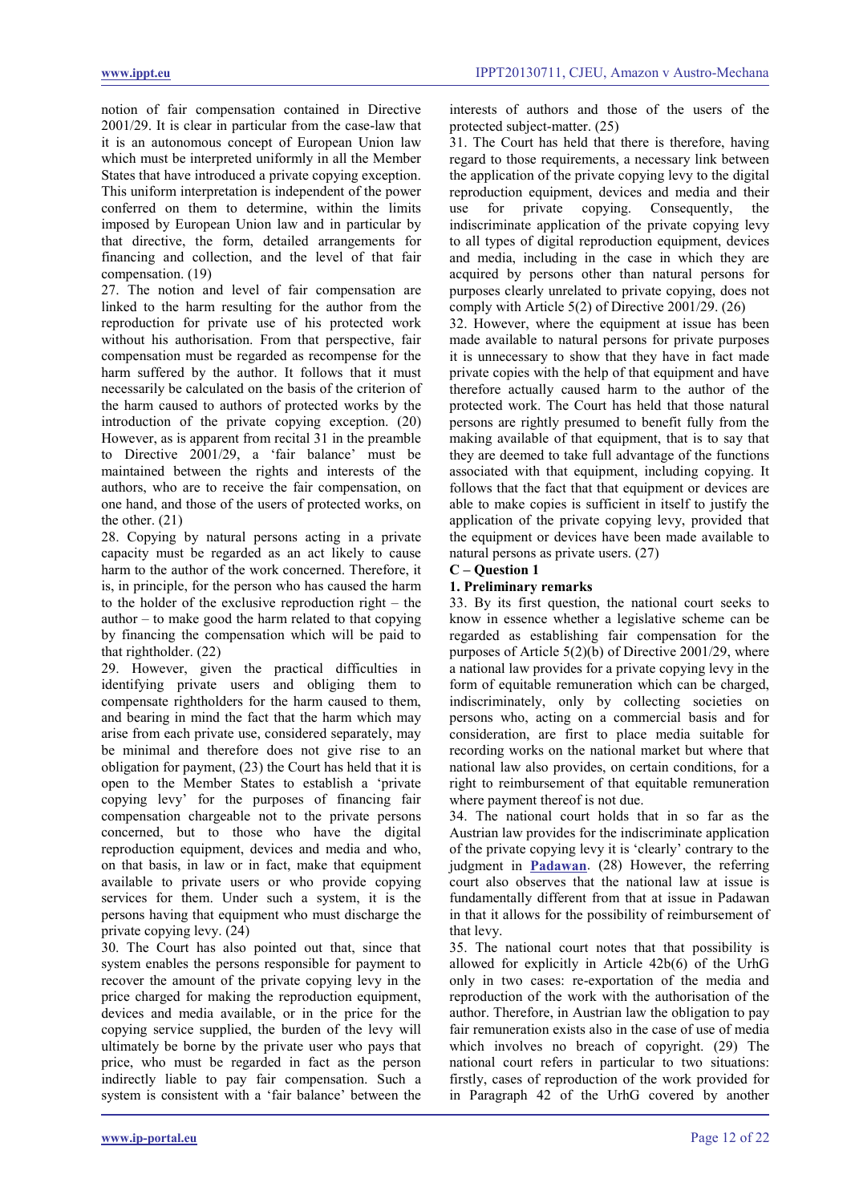notion of fair compensation contained in Directive 2001/29. It is clear in particular from the case-law that it is an autonomous concept of European Union law which must be interpreted uniformly in all the Member States that have introduced a private copying exception. This uniform interpretation is independent of the power conferred on them to determine, within the limits imposed by European Union law and in particular by that directive, the form, detailed arrangements for financing and collection, and the level of that fair compensation. (19)

27. The notion and level of fair compensation are linked to the harm resulting for the author from the reproduction for private use of his protected work without his authorisation. From that perspective, fair compensation must be regarded as recompense for the harm suffered by the author. It follows that it must necessarily be calculated on the basis of the criterion of the harm caused to authors of protected works by the introduction of the private copying exception. (20) However, as is apparent from recital 31 in the preamble to Directive 2001/29, a 'fair balance' must be maintained between the rights and interests of the authors, who are to receive the fair compensation, on one hand, and those of the users of protected works, on the other. (21)

28. Copying by natural persons acting in a private capacity must be regarded as an act likely to cause harm to the author of the work concerned. Therefore, it is, in principle, for the person who has caused the harm to the holder of the exclusive reproduction right – the author – to make good the harm related to that copying by financing the compensation which will be paid to that rightholder. (22)

29. However, given the practical difficulties in identifying private users and obliging them to compensate rightholders for the harm caused to them, and bearing in mind the fact that the harm which may arise from each private use, considered separately, may be minimal and therefore does not give rise to an obligation for payment, (23) the Court has held that it is open to the Member States to establish a 'private copying levy' for the purposes of financing fair compensation chargeable not to the private persons concerned, but to those who have the digital reproduction equipment, devices and media and who, on that basis, in law or in fact, make that equipment available to private users or who provide copying services for them. Under such a system, it is the persons having that equipment who must discharge the private copying levy. (24)

30. The Court has also pointed out that, since that system enables the persons responsible for payment to recover the amount of the private copying levy in the price charged for making the reproduction equipment, devices and media available, or in the price for the copying service supplied, the burden of the levy will ultimately be borne by the private user who pays that price, who must be regarded in fact as the person indirectly liable to pay fair compensation. Such a system is consistent with a 'fair balance' between the interests of authors and those of the users of the protected subject-matter. (25)

31. The Court has held that there is therefore, having regard to those requirements, a necessary link between the application of the private copying levy to the digital reproduction equipment, devices and media and their use for private copying. Consequently, the indiscriminate application of the private copying levy to all types of digital reproduction equipment, devices and media, including in the case in which they are acquired by persons other than natural persons for purposes clearly unrelated to private copying, does not comply with Article 5(2) of Directive 2001/29. (26)

32. However, where the equipment at issue has been made available to natural persons for private purposes it is unnecessary to show that they have in fact made private copies with the help of that equipment and have therefore actually caused harm to the author of the protected work. The Court has held that those natural persons are rightly presumed to benefit fully from the making available of that equipment, that is to say that they are deemed to take full advantage of the functions associated with that equipment, including copying. It follows that the fact that that equipment or devices are able to make copies is sufficient in itself to justify the application of the private copying levy, provided that the equipment or devices have been made available to natural persons as private users. (27)

### C – Question 1

#### 1. Preliminary remarks

33. By its first question, the national court seeks to know in essence whether a legislative scheme can be regarded as establishing fair compensation for the purposes of Article 5(2)(b) of Directive 2001/29, where a national law provides for a private copying levy in the form of equitable remuneration which can be charged, indiscriminately, only by collecting societies on persons who, acting on a commercial basis and for consideration, are first to place media suitable for recording works on the national market but where that national law also provides, on certain conditions, for a right to reimbursement of that equitable remuneration where payment thereof is not due.

34. The national court holds that in so far as the Austrian law provides for the indiscriminate application of the private copying levy it is 'clearly' contrary to the judgment in **Padawan**. (28) However, the referring court also observes that the national law at issue is fundamentally different from that at issue in Padawan in that it allows for the possibility of reimbursement of that levy.

35. The national court notes that that possibility is allowed for explicitly in Article 42b(6) of the UrhG only in two cases: re-exportation of the media and reproduction of the work with the authorisation of the author. Therefore, in Austrian law the obligation to pay fair remuneration exists also in the case of use of media which involves no breach of copyright. (29) The national court refers in particular to two situations: firstly, cases of reproduction of the work provided for in Paragraph 42 of the UrhG covered by another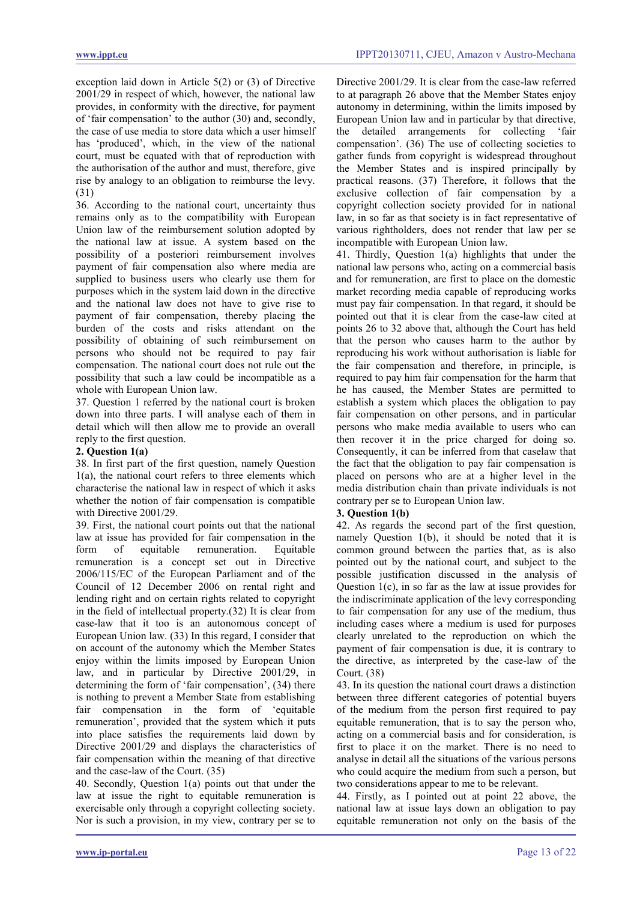exception laid down in Article 5(2) or (3) of Directive 2001/29 in respect of which, however, the national law provides, in conformity with the directive, for payment of 'fair compensation' to the author (30) and, secondly, the case of use media to store data which a user himself has 'produced', which, in the view of the national court, must be equated with that of reproduction with the authorisation of the author and must, therefore, give rise by analogy to an obligation to reimburse the levy. (31)

36. According to the national court, uncertainty thus remains only as to the compatibility with European Union law of the reimbursement solution adopted by the national law at issue. A system based on the possibility of a posteriori reimbursement involves payment of fair compensation also where media are supplied to business users who clearly use them for purposes which in the system laid down in the directive and the national law does not have to give rise to payment of fair compensation, thereby placing the burden of the costs and risks attendant on the possibility of obtaining of such reimbursement on persons who should not be required to pay fair compensation. The national court does not rule out the possibility that such a law could be incompatible as a whole with European Union law.

37. Question 1 referred by the national court is broken down into three parts. I will analyse each of them in detail which will then allow me to provide an overall reply to the first question.

**2. Question 1(a)**

38. In first part of the first question, namely Question 1(a), the national court refers to three elements which characterise the national law in respect of which it asks whether the notion of fair compensation is compatible with Directive 2001/29.

39. First, the national court points out that the national law at issue has provided for fair compensation in the form of equitable remuneration. Equitable remuneration is a concept set out in Directive 2006/115/EC of the European Parliament and of the Council of 12 December 2006 on rental right and lending right and on certain rights related to copyright in the field of intellectual property.(32) It is clear from case-law that it too is an autonomous concept of European Union law. (33) In this regard, I consider that on account of the autonomy which the Member States enjoy within the limits imposed by European Union law, and in particular by Directive 2001/29, in determining the form of 'fair compensation', (34) there is nothing to prevent a Member State from establishing fair compensation in the form of 'equitable remuneration', provided that the system which it puts into place satisfies the requirements laid down by Directive 2001/29 and displays the characteristics of fair compensation within the meaning of that directive and the case-law of the Court. (35)

40. Secondly, Question 1(a) points out that under the law at issue the right to equitable remuneration is exercisable only through a copyright collecting society. Nor is such a provision, in my view, contrary per se to Directive 2001/29. It is clear from the case-law referred to at paragraph 26 above that the Member States enjoy autonomy in determining, within the limits imposed by European Union law and in particular by that directive, the detailed arrangements for collecting 'fair compensation'. (36) The use of collecting societies to gather funds from copyright is widespread throughout the Member States and is inspired principally by practical reasons. (37) Therefore, it follows that the exclusive collection of fair compensation by a copyright collection society provided for in national law, in so far as that society is in fact representative of various rightholders, does not render that law per se incompatible with European Union law.

41. Thirdly, Question 1(a) highlights that under the national law persons who, acting on a commercial basis and for remuneration, are first to place on the domestic market recording media capable of reproducing works must pay fair compensation. In that regard, it should be pointed out that it is clear from the case-law cited at points 26 to 32 above that, although the Court has held that the person who causes harm to the author by reproducing his work without authorisation is liable for the fair compensation and therefore, in principle, is required to pay him fair compensation for the harm that he has caused, the Member States are permitted to establish a system which places the obligation to pay fair compensation on other persons, and in particular persons who make media available to users who can then recover it in the price charged for doing so. Consequently, it can be inferred from that caselaw that the fact that the obligation to pay fair compensation is placed on persons who are at a higher level in the media distribution chain than private individuals is not contrary per se to European Union law.

**3. Question 1(b)**

42. As regards the second part of the first question, namely Question 1(b), it should be noted that it is common ground between the parties that, as is also pointed out by the national court, and subject to the possible justification discussed in the analysis of Question 1(c), in so far as the law at issue provides for the indiscriminate application of the levy corresponding to fair compensation for any use of the medium, thus including cases where a medium is used for purposes clearly unrelated to the reproduction on which the payment of fair compensation is due, it is contrary to the directive, as interpreted by the case-law of the Court. (38)

43. In its question the national court draws a distinction between three different categories of potential buyers of the medium from the person first required to pay equitable remuneration, that is to say the person who, acting on a commercial basis and for consideration, is first to place it on the market. There is no need to analyse in detail all the situations of the various persons who could acquire the medium from such a person, but two considerations appear to me to be relevant.

44. Firstly, as I pointed out at point 22 above, the national law at issue lays down an obligation to pay equitable remuneration not only on the basis of the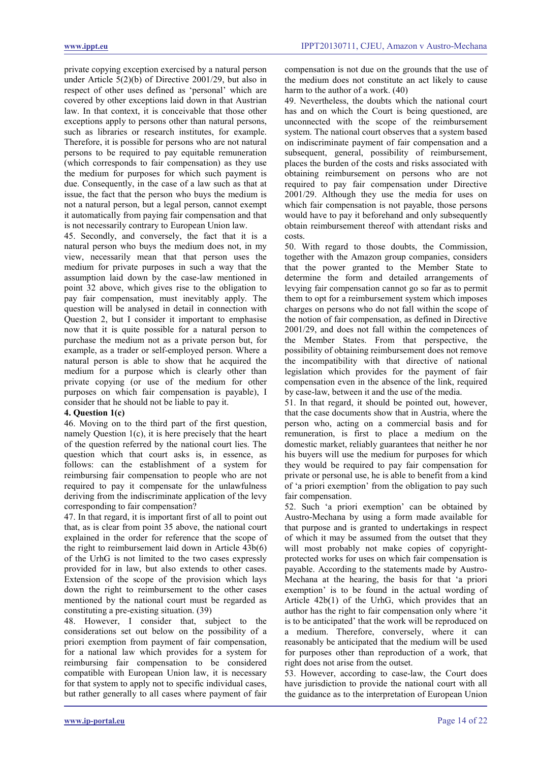private copying exception exercised by a natural person under Article 5(2)(b) of Directive 2001/29, but also in respect of other uses defined as 'personal' which are covered by other exceptions laid down in that Austrian law. In that context, it is conceivable that those other exceptions apply to persons other than natural persons, such as libraries or research institutes, for example. Therefore, it is possible for persons who are not natural persons to be required to pay equitable remuneration (which corresponds to fair compensation) as they use the medium for purposes for which such payment is due. Consequently, in the case of a law such as that at issue, the fact that the person who buys the medium is not a natural person, but a legal person, cannot exempt it automatically from paying fair compensation and that is not necessarily contrary to European Union law.

45. Secondly, and conversely, the fact that it is a natural person who buys the medium does not, in my view, necessarily mean that that person uses the medium for private purposes in such a way that the assumption laid down by the case-law mentioned in point 32 above, which gives rise to the obligation to pay fair compensation, must inevitably apply. The question will be analysed in detail in connection with Question 2, but I consider it important to emphasise now that it is quite possible for a natural person to purchase the medium not as a private person but, for example, as a trader or self-employed person. Where a natural person is able to show that he acquired the medium for a purpose which is clearly other than private copying (or use of the medium for other purposes on which fair compensation is payable), I consider that he should not be liable to pay it.

**4. Question 1(c)**

46. Moving on to the third part of the first question, namely Question 1(c), it is here precisely that the heart of the question referred by the national court lies. The question which that court asks is, in essence, as follows: can the establishment of a system for reimbursing fair compensation to people who are not required to pay it compensate for the unlawfulness deriving from the indiscriminate application of the levy corresponding to fair compensation?

47. In that regard, it is important first of all to point out that, as is clear from point 35 above, the national court explained in the order for reference that the scope of the right to reimbursement laid down in Article 43b(6) of the UrhG is not limited to the two cases expressly provided for in law, but also extends to other cases. Extension of the scope of the provision which lays down the right to reimbursement to the other cases mentioned by the national court must be regarded as constituting a pre-existing situation. (39)

48. However, I consider that, subject to the considerations set out below on the possibility of a priori exemption from payment of fair compensation, for a national law which provides for a system for reimbursing fair compensation to be considered compatible with European Union law, it is necessary for that system to apply not to specific individual cases, but rather generally to all cases where payment of fair compensation is not due on the grounds that the use of the medium does not constitute an act likely to cause harm to the author of a work. (40)

49. Nevertheless, the doubts which the national court has and on which the Court is being questioned, are unconnected with the scope of the reimbursement system. The national court observes that a system based on indiscriminate payment of fair compensation and a subsequent, general, possibility of reimbursement, places the burden of the costs and risks associated with obtaining reimbursement on persons who are not required to pay fair compensation under Directive 2001/29. Although they use the media for uses on which fair compensation is not payable, those persons would have to pay it beforehand and only subsequently obtain reimbursement thereof with attendant risks and costs.

50. With regard to those doubts, the Commission, together with the Amazon group companies, considers that the power granted to the Member State to determine the form and detailed arrangements of levying fair compensation cannot go so far as to permit them to opt for a reimbursement system which imposes charges on persons who do not fall within the scope of the notion of fair compensation, as defined in Directive 2001/29, and does not fall within the competences of the Member States. From that perspective, the possibility of obtaining reimbursement does not remove the incompatibility with that directive of national legislation which provides for the payment of fair compensation even in the absence of the link, required by case-law, between it and the use of the media.

51. In that regard, it should be pointed out, however, that the case documents show that in Austria, where the person who, acting on a commercial basis and for remuneration, is first to place a medium on the domestic market, reliably guarantees that neither he nor his buyers will use the medium for purposes for which they would be required to pay fair compensation for private or personal use, he is able to benefit from a kind of 'a priori exemption' from the obligation to pay such fair compensation.

52. Such 'a priori exemption' can be obtained by Austro-Mechana by using a form made available for that purpose and is granted to undertakings in respect of which it may be assumed from the outset that they will most probably not make copies of copyright-protected works for uses on which fair compensation is payable. According to the statements made by Austro-Mechana at the hearing, the basis for that 'a priori exemption' is to be found in the actual wording of Article 42b(1) of the UrhG, which provides that an author has the right to fair compensation only where 'it is to be anticipated' that the work will be reproduced on a medium. Therefore, conversely, where it can reasonably be anticipated that the medium will be used for purposes other than reproduction of a work, that right does not arise from the outset.

53. However, according to case-law, the Court does have jurisdiction to provide the national court with all the guidance as to the interpretation of European Union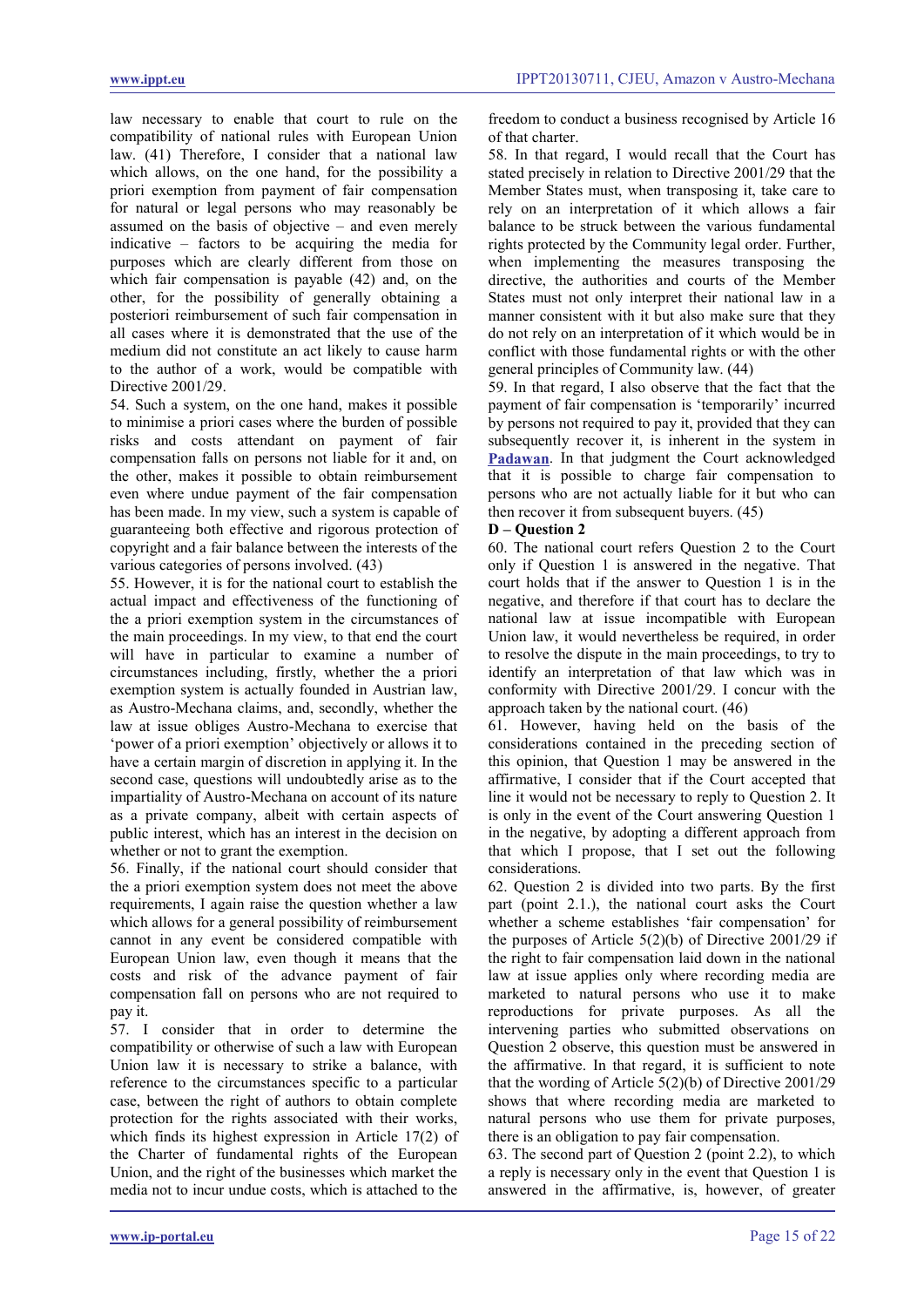law necessary to enable that court to rule on the compatibility of national rules with European Union law. (41) Therefore, I consider that a national law which allows, on the one hand, for the possibility a priori exemption from payment of fair compensation for natural or legal persons who may reasonably be assumed on the basis of objective – and even merely indicative – factors to be acquiring the media for purposes which are clearly different from those on which fair compensation is payable (42) and, on the other, for the possibility of generally obtaining a posteriori reimbursement of such fair compensation in all cases where it is demonstrated that the use of the medium did not constitute an act likely to cause harm to the author of a work, would be compatible with Directive 2001/29.

54. Such a system, on the one hand, makes it possible to minimise a priori cases where the burden of possible risks and costs attendant on payment of fair compensation falls on persons not liable for it and, on the other, makes it possible to obtain reimbursement even where undue payment of the fair compensation has been made. In my view, such a system is capable of guaranteeing both effective and rigorous protection of copyright and a fair balance between the interests of the various categories of persons involved. (43)

55. However, it is for the national court to establish the actual impact and effectiveness of the functioning of the a priori exemption system in the circumstances of the main proceedings. In my view, to that end the court will have in particular to examine a number of circumstances including, firstly, whether the a priori exemption system is actually founded in Austrian law, as Austro-Mechana claims, and, secondly, whether the law at issue obliges Austro-Mechana to exercise that 'power of a priori exemption' objectively or allows it to have a certain margin of discretion in applying it. In the second case, questions will undoubtedly arise as to the impartiality of Austro-Mechana on account of its nature as a private company, albeit with certain aspects of public interest, which has an interest in the decision on whether or not to grant the exemption.

56. Finally, if the national court should consider that the a priori exemption system does not meet the above requirements, I again raise the question whether a law which allows for a general possibility of reimbursement cannot in any event be considered compatible with European Union law, even though it means that the costs and risk of the advance payment of fair compensation fall on persons who are not required to pay it.

57. I consider that in order to determine the compatibility or otherwise of such a law with European Union law it is necessary to strike a balance, with reference to the circumstances specific to a particular case, between the right of authors to obtain complete protection for the rights associated with their works, which finds its highest expression in Article 17(2) of the Charter of fundamental rights of the European Union, and the right of the businesses which market the media not to incur undue costs, which is attached to the freedom to conduct a business recognised by Article 16 of that charter.

58. In that regard, I would recall that the Court has stated precisely in relation to Directive 2001/29 that the Member States must, when transposing it, take care to rely on an interpretation of it which allows a fair balance to be struck between the various fundamental rights protected by the Community legal order. Further, when implementing the measures transposing the directive, the authorities and courts of the Member States must not only interpret their national law in a manner consistent with it but also make sure that they do not rely on an interpretation of it which would be in conflict with those fundamental rights or with the other general principles of Community law. (44)

59. In that regard, I also observe that the fact that the payment of fair compensation is 'temporarily' incurred by persons not required to pay it, provided that they can subsequently recover it, is inherent in the system in **Padawan**. In that judgment the Court acknowledged that it is possible to charge fair compensation to persons who are not actually liable for it but who can then recover it from subsequent buyers. (45)

**D – Question 2**

60. The national court refers Question 2 to the Court only if Question 1 is answered in the negative. That court holds that if the answer to Question 1 is in the negative, and therefore if that court has to declare the national law at issue incompatible with European Union law, it would nevertheless be required, in order to resolve the dispute in the main proceedings, to try to identify an interpretation of that law which was in conformity with Directive 2001/29. I concur with the approach taken by the national court. (46)

61. However, having held on the basis of the considerations contained in the preceding section of this opinion, that Question 1 may be answered in the affirmative, I consider that if the Court accepted that line it would not be necessary to reply to Question 2. It is only in the event of the Court answering Question 1 in the negative, by adopting a different approach from that which I propose, that I set out the following considerations.

62. Question 2 is divided into two parts. By the first part (point 2.1.), the national court asks the Court whether a scheme establishes 'fair compensation' for the purposes of Article 5(2)(b) of Directive 2001/29 if the right to fair compensation laid down in the national law at issue applies only where recording media are marketed to natural persons who use it to make reproductions for private purposes. As all the intervening parties who submitted observations on Question 2 observe, this question must be answered in the affirmative. In that regard, it is sufficient to note that the wording of Article 5(2)(b) of Directive 2001/29 shows that where recording media are marketed to natural persons who use them for private purposes, there is an obligation to pay fair compensation.

63. The second part of Question 2 (point 2.2), to which a reply is necessary only in the event that Question 1 is answered in the affirmative, is, however, of greater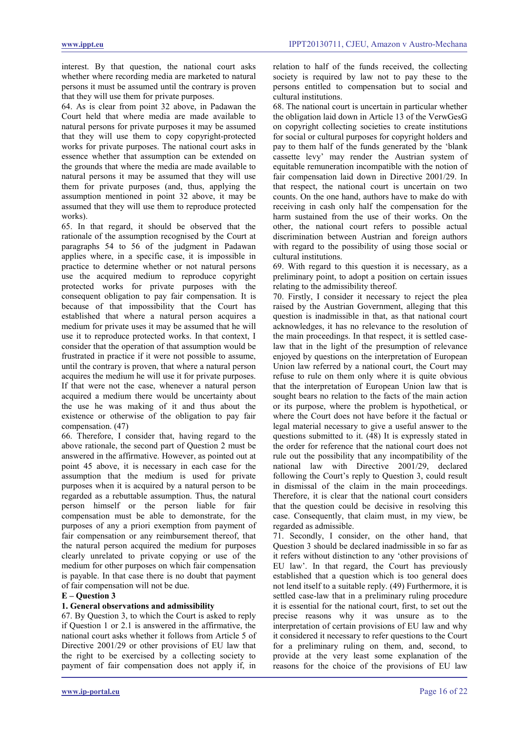interest. By that question, the national court asks whether where recording media are marketed to natural persons it must be assumed until the contrary is proven that they will use them for private purposes.

64. As is clear from point 32 above, in Padawan the Court held that where media are made available to natural persons for private purposes it may be assumed that they will use them to copy copyright-protected works for private purposes. The national court asks in essence whether that assumption can be extended on the grounds that where the media are made available to natural persons it may be assumed that they will use them for private purposes (and, thus, applying the assumption mentioned in point 32 above, it may be assumed that they will use them to reproduce protected works).

65. In that regard, it should be observed that the rationale of the assumption recognised by the Court at paragraphs 54 to 56 of the judgment in Padawan applies where, in a specific case, it is impossible in practice to determine whether or not natural persons use the acquired medium to reproduce copyright protected works for private purposes with the consequent obligation to pay fair compensation. It is because of that impossibility that the Court has established that where a natural person acquires a medium for private uses it may be assumed that he will use it to reproduce protected works. In that context, I consider that the operation of that assumption would be frustrated in practice if it were not possible to assume, until the contrary is proven, that where a natural person acquires the medium he will use it for private purposes. If that were not the case, whenever a natural person acquired a medium there would be uncertainty about the use he was making of it and thus about the existence or otherwise of the obligation to pay fair compensation. (47)

66. Therefore, I consider that, having regard to the above rationale, the second part of Question 2 must be answered in the affirmative. However, as pointed out at point 45 above, it is necessary in each case for the assumption that the medium is used for private purposes when it is acquired by a natural person to be regarded as a rebuttable assumption. Thus, the natural person himself or the person liable for fair compensation must be able to demonstrate, for the purposes of any a priori exemption from payment of fair compensation or any reimbursement thereof, that the natural person acquired the medium for purposes clearly unrelated to private copying or use of the medium for other purposes on which fair compensation is payable. In that case there is no doubt that payment of fair compensation will not be due.

**E – Question 3**

**1. General observations and admissibility**

67. By Question 3, to which the Court is asked to reply if Question 1 or 2.1 is answered in the affirmative, the national court asks whether it follows from Article 5 of Directive 2001/29 or other provisions of EU law that the right to be exercised by a collecting society to payment of fair compensation does not apply if, in relation to half of the funds received, the collecting society is required by law not to pay these to the persons entitled to compensation but to social and cultural institutions.

68. The national court is uncertain in particular whether the obligation laid down in Article 13 of the VerwGesG on copyright collecting societies to create institutions for social or cultural purposes for copyright holders and pay to them half of the funds generated by the 'blank cassette levy' may render the Austrian system of equitable remuneration incompatible with the notion of fair compensation laid down in Directive 2001/29. In that respect, the national court is uncertain on two counts. On the one hand, authors have to make do with receiving in cash only half the compensation for the harm sustained from the use of their works. On the other, the national court refers to possible actual discrimination between Austrian and foreign authors with regard to the possibility of using those social or cultural institutions.

69. With regard to this question it is necessary, as a preliminary point, to adopt a position on certain issues relating to the admissibility thereof.

70. Firstly, I consider it necessary to reject the plea raised by the Austrian Government, alleging that this question is inadmissible in that, as that national court acknowledges, it has no relevance to the resolution of the main proceedings. In that respect, it is settled case-law that in the light of the presumption of relevance enjoyed by questions on the interpretation of European Union law referred by a national court, the Court may refuse to rule on them only where it is quite obvious that the interpretation of European Union law that is sought bears no relation to the facts of the main action or its purpose, where the problem is hypothetical, or where the Court does not have before it the factual or legal material necessary to give a useful answer to the questions submitted to it. (48) It is expressly stated in the order for reference that the national court does not rule out the possibility that any incompatibility of the national law with Directive 2001/29, declared following the Court's reply to Question 3, could result in dismissal of the claim in the main proceedings. Therefore, it is clear that the national court considers that the question could be decisive in resolving this case. Consequently, that claim must, in my view, be regarded as admissible.

71. Secondly, I consider, on the other hand, that Question 3 should be declared inadmissible in so far as it refers without distinction to any 'other provisions of EU law'. In that regard, the Court has previously established that a question which is too general does not lend itself to a suitable reply. (49) Furthermore, it is settled case-law that in a preliminary ruling procedure it is essential for the national court, first, to set out the precise reasons why it was unsure as to the interpretation of certain provisions of EU law and why it considered it necessary to refer questions to the Court for a preliminary ruling on them, and, second, to provide at the very least some explanation of the reasons for the choice of the provisions of EU law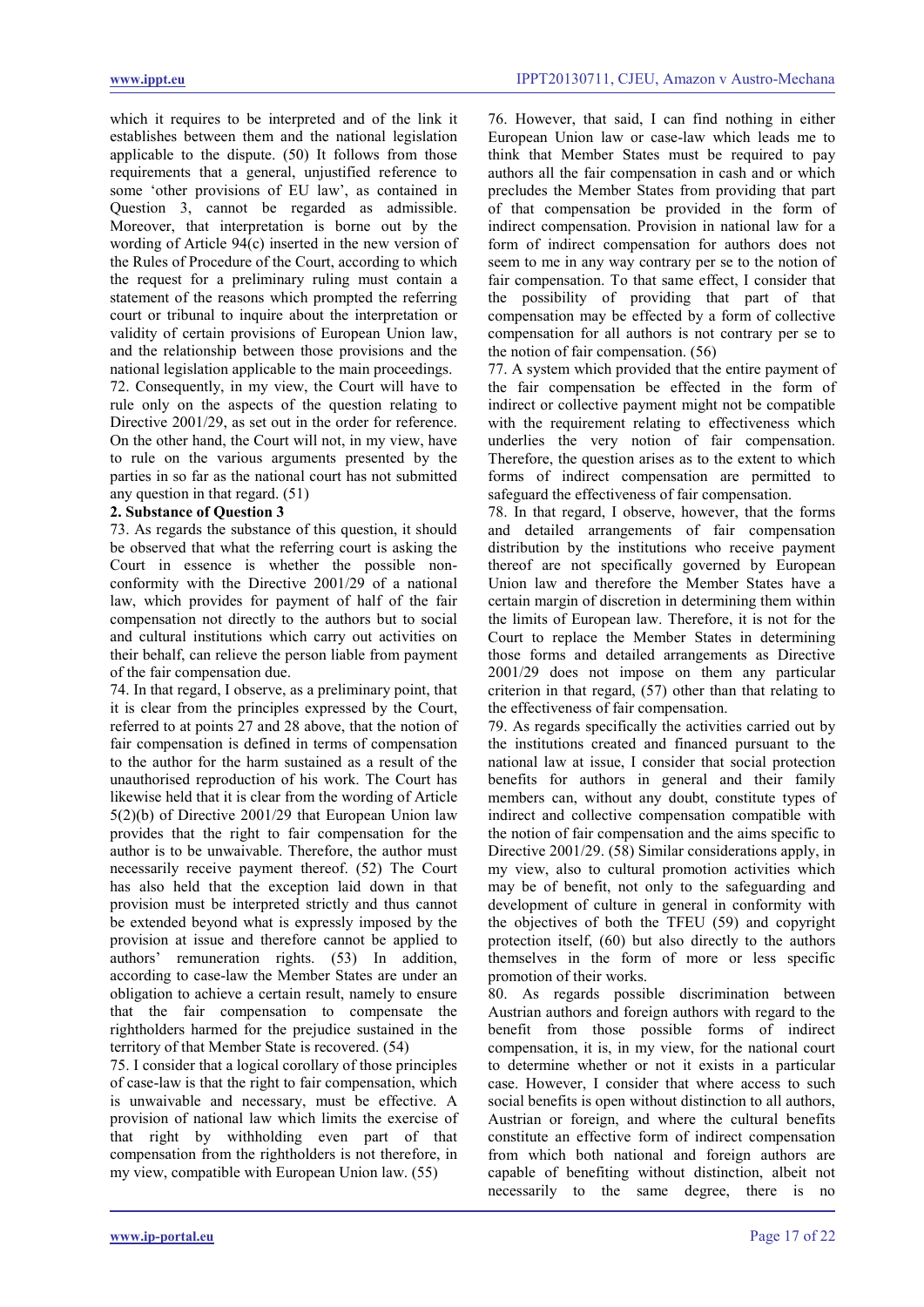which it requires to be interpreted and of the link it establishes between them and the national legislation applicable to the dispute. (50) It follows from those requirements that a general, unjustified reference to some 'other provisions of EU law', as contained in Question 3, cannot be regarded as admissible. Moreover, that interpretation is borne out by the wording of Article 94(c) inserted in the new version of the Rules of Procedure of the Court, according to which the request for a preliminary ruling must contain a statement of the reasons which prompted the referring court or tribunal to inquire about the interpretation or validity of certain provisions of European Union law, and the relationship between those provisions and the national legislation applicable to the main proceedings.

72. Consequently, in my view, the Court will have to rule only on the aspects of the question relating to Directive 2001/29, as set out in the order for reference. On the other hand, the Court will not, in my view, have to rule on the various arguments presented by the parties in so far as the national court has not submitted any question in that regard. (51)

**2. Substance of Question 3**

73. As regards the substance of this question, it should be observed that what the referring court is asking the Court in essence is whether the possible non-conformity with the Directive 2001/29 of a national law, which provides for payment of half of the fair compensation not directly to the authors but to social and cultural institutions which carry out activities on their behalf, can relieve the person liable from payment of the fair compensation due.

74. In that regard, I observe, as a preliminary point, that it is clear from the principles expressed by the Court, referred to at points 27 and 28 above, that the notion of fair compensation is defined in terms of compensation to the author for the harm sustained as a result of the unauthorised reproduction of his work. The Court has likewise held that it is clear from the wording of Article 5(2)(b) of Directive 2001/29 that European Union law provides that the right to fair compensation for the author is to be unwaivable. Therefore, the author must necessarily receive payment thereof. (52) The Court has also held that the exception laid down in that provision must be interpreted strictly and thus cannot be extended beyond what is expressly imposed by the provision at issue and therefore cannot be applied to authors' remuneration rights. (53) In addition, according to case-law the Member States are under an obligation to achieve a certain result, namely to ensure that the fair compensation to compensate the rightholders harmed for the prejudice sustained in the territory of that Member State is recovered. (54)

75. I consider that a logical corollary of those principles of case-law is that the right to fair compensation, which is unwaivable and necessary, must be effective. A provision of national law which limits the exercise of that right by withholding even part of that compensation from the rightholders is not therefore, in my view, compatible with European Union law. (55)

76. However, that said, I can find nothing in either European Union law or case-law which leads me to think that Member States must be required to pay authors all the fair compensation in cash and or which precludes the Member States from providing that part of that compensation be provided in the form of indirect compensation. Provision in national law for a form of indirect compensation for authors does not seem to me in any way contrary per se to the notion of fair compensation. To that same effect, I consider that the possibility of providing that part of that compensation may be effected by a form of collective compensation for all authors is not contrary per se to the notion of fair compensation. (56)

77. A system which provided that the entire payment of the fair compensation be effected in the form of indirect or collective payment might not be compatible with the requirement relating to effectiveness which underlies the very notion of fair compensation. Therefore, the question arises as to the extent to which forms of indirect compensation are permitted to safeguard the effectiveness of fair compensation.

78. In that regard, I observe, however, that the forms and detailed arrangements of fair compensation distribution by the institutions who receive payment thereof are not specifically governed by European Union law and therefore the Member States have a certain margin of discretion in determining them within the limits of European law. Therefore, it is not for the Court to replace the Member States in determining those forms and detailed arrangements as Directive 2001/29 does not impose on them any particular criterion in that regard, (57) other than that relating to the effectiveness of fair compensation.

79. As regards specifically the activities carried out by the institutions created and financed pursuant to the national law at issue, I consider that social protection benefits for authors in general and their family members can, without any doubt, constitute types of indirect and collective compensation compatible with the notion of fair compensation and the aims specific to Directive 2001/29. (58) Similar considerations apply, in my view, also to cultural promotion activities which may be of benefit, not only to the safeguarding and development of culture in general in conformity with the objectives of both the TFEU (59) and copyright protection itself, (60) but also directly to the authors themselves in the form of more or less specific promotion of their works.

80. As regards possible discrimination between Austrian authors and foreign authors with regard to the benefit from those possible forms of indirect compensation, it is, in my view, for the national court to determine whether or not it exists in a particular case. However, I consider that where access to such social benefits is open without distinction to all authors, Austrian or foreign, and where the cultural benefits constitute an effective form of indirect compensation from which both national and foreign authors are capable of benefiting without distinction, albeit not necessarily to the same degree, there is no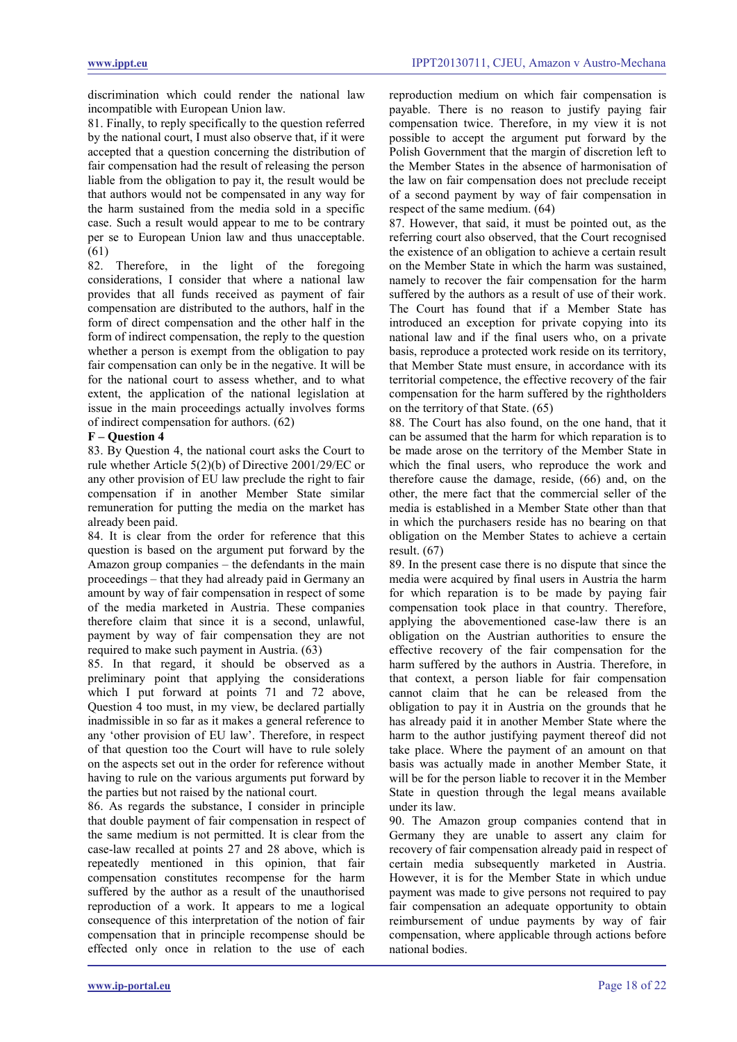discrimination which could render the national law incompatible with European Union law.

81. Finally, to reply specifically to the question referred by the national court, I must also observe that, if it were accepted that a question concerning the distribution of fair compensation had the result of releasing the person liable from the obligation to pay it, the result would be that authors would not be compensated in any way for the harm sustained from the media sold in a specific case. Such a result would appear to me to be contrary per se to European Union law and thus unacceptable. (61)

82. Therefore, in the light of the foregoing considerations, I consider that where a national law provides that all funds received as payment of fair compensation are distributed to the authors, half in the form of direct compensation and the other half in the form of indirect compensation, the reply to the question whether a person is exempt from the obligation to pay fair compensation can only be in the negative. It will be for the national court to assess whether, and to what extent, the application of the national legislation at issue in the main proceedings actually involves forms of indirect compensation for authors. (62)

**F – Question 4**

83. By Question 4, the national court asks the Court to rule whether Article 5(2)(b) of Directive 2001/29/EC or any other provision of EU law preclude the right to fair compensation if in another Member State similar remuneration for putting the media on the market has already been paid.

84. It is clear from the order for reference that this question is based on the argument put forward by the Amazon group companies – the defendants in the main proceedings – that they had already paid in Germany an amount by way of fair compensation in respect of some of the media marketed in Austria. These companies therefore claim that since it is a second, unlawful, payment by way of fair compensation they are not required to make such payment in Austria. (63)

85. In that regard, it should be observed as a preliminary point that applying the considerations which I put forward at points 71 and 72 above, Question 4 too must, in my view, be declared partially inadmissible in so far as it makes a general reference to any 'other provision of EU law'. Therefore, in respect of that question too the Court will have to rule solely on the aspects set out in the order for reference without having to rule on the various arguments put forward by the parties but not raised by the national court.

86. As regards the substance, I consider in principle that double payment of fair compensation in respect of the same medium is not permitted. It is clear from the case-law recalled at points 27 and 28 above, which is repeatedly mentioned in this opinion, that fair compensation constitutes recompense for the harm suffered by the author as a result of the unauthorised reproduction of a work. It appears to me a logical consequence of this interpretation of the notion of fair compensation that in principle recompense should be effected only once in relation to the use of each reproduction medium on which fair compensation is payable. There is no reason to justify paying fair compensation twice. Therefore, in my view it is not possible to accept the argument put forward by the Polish Government that the margin of discretion left to the Member States in the absence of harmonisation of the law on fair compensation does not preclude receipt of a second payment by way of fair compensation in respect of the same medium. (64)

87. However, that said, it must be pointed out, as the referring court also observed, that the Court recognised the existence of an obligation to achieve a certain result on the Member State in which the harm was sustained, namely to recover the fair compensation for the harm suffered by the authors as a result of use of their work. The Court has found that if a Member State has introduced an exception for private copying into its national law and if the final users who, on a private basis, reproduce a protected work reside on its territory, that Member State must ensure, in accordance with its territorial competence, the effective recovery of the fair compensation for the harm suffered by the rightholders on the territory of that State. (65)

88. The Court has also found, on the one hand, that it can be assumed that the harm for which reparation is to be made arose on the territory of the Member State in which the final users, who reproduce the work and therefore cause the damage, reside, (66) and, on the other, the mere fact that the commercial seller of the media is established in a Member State other than that in which the purchasers reside has no bearing on that obligation on the Member States to achieve a certain result. (67)

89. In the present case there is no dispute that since the media were acquired by final users in Austria the harm for which reparation is to be made by paying fair compensation took place in that country. Therefore, applying the abovementioned case-law there is an obligation on the Austrian authorities to ensure the effective recovery of the fair compensation for the harm suffered by the authors in Austria. Therefore, in that context, a person liable for fair compensation cannot claim that he can be released from the obligation to pay it in Austria on the grounds that he has already paid it in another Member State where the harm to the author justifying payment thereof did not take place. Where the payment of an amount on that basis was actually made in another Member State, it will be for the person liable to recover it in the Member State in question through the legal means available under its law.

90. The Amazon group companies contend that in Germany they are unable to assert any claim for recovery of fair compensation already paid in respect of certain media subsequently marketed in Austria. However, it is for the Member State in which undue payment was made to give persons not required to pay fair compensation an adequate opportunity to obtain reimbursement of undue payments by way of fair compensation, where applicable through actions before national bodies.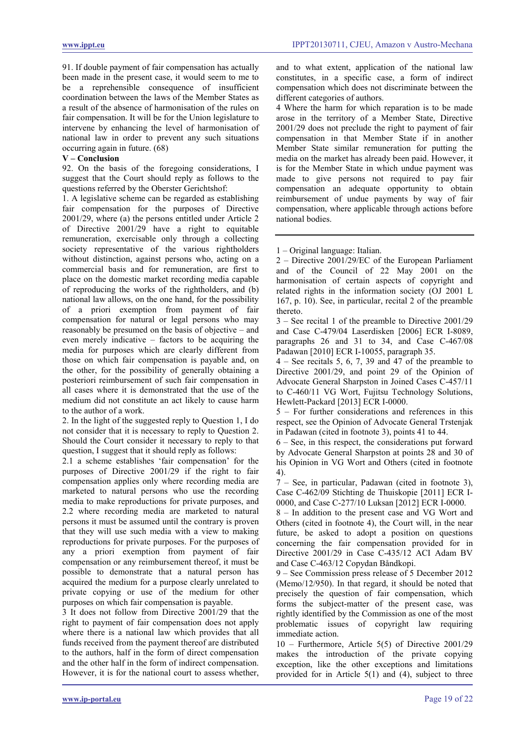91. If double payment of fair compensation has actually been made in the present case, it would seem to me to be a reprehensible consequence of insufficient coordination between the laws of the Member States as a result of the absence of harmonisation of the rules on fair compensation. It will be for the Union legislature to intervene by enhancing the level of harmonisation of national law in order to prevent any such situations occurring again in future. (68)

**V – Conclusion**

92. On the basis of the foregoing considerations, I suggest that the Court should reply as follows to the questions referred by the Oberster Gerichtshof:

1. A legislative scheme can be regarded as establishing fair compensation for the purposes of Directive 2001/29, where (a) the persons entitled under Article 2 of Directive 2001/29 have a right to equitable remuneration, exercisable only through a collecting society representative of the various rightholders without distinction, against persons who, acting on a commercial basis and for remuneration, are first to place on the domestic market recording media capable of reproducing the works of the rightholders, and (b) national law allows, on the one hand, for the possibility of a priori exemption from payment of fair compensation for natural or legal persons who may reasonably be presumed on the basis of objective – and even merely indicative – factors to be acquiring the media for purposes which are clearly different from those on which fair compensation is payable and, on the other, for the possibility of generally obtaining a posteriori reimbursement of such fair compensation in all cases where it is demonstrated that the use of the medium did not constitute an act likely to cause harm to the author of a work.

2. In the light of the suggested reply to Question 1, I do not consider that it is necessary to reply to Question 2. Should the Court consider it necessary to reply to that question, I suggest that it should reply as follows:

2.1 a scheme establishes 'fair compensation' for the purposes of Directive 2001/29 if the right to fair compensation applies only where recording media are marketed to natural persons who use the recording media to make reproductions for private purposes, and

2.2 where recording media are marketed to natural persons it must be assumed until the contrary is proven that they will use such media with a view to making reproductions for private purposes. For the purposes of any a priori exemption from payment of fair compensation or any reimbursement thereof, it must be possible to demonstrate that a natural person has acquired the medium for a purpose clearly unrelated to private copying or use of the medium for other purposes on which fair compensation is payable.

3 It does not follow from Directive 2001/29 that the right to payment of fair compensation does not apply where there is a national law which provides that all funds received from the payment thereof are distributed to the authors, half in the form of direct compensation and the other half in the form of indirect compensation. However, it is for the national court to assess whether, and to what extent, application of the national law constitutes, in a specific case, a form of indirect compensation which does not discriminate between the different categories of authors.

4 Where the harm for which reparation is to be made arose in the territory of a Member State, Directive 2001/29 does not preclude the right to payment of fair compensation in that Member State if in another Member State similar remuneration for putting the media on the market has already been paid. However, it is for the Member State in which undue payment was made to give persons not required to pay fair compensation an adequate opportunity to obtain reimbursement of undue payments by way of fair compensation, where applicable through actions before national bodies.

---

1 – Original language: Italian.

2 – Directive 2001/29/EC of the European Parliament and of the Council of 22 May 2001 on the harmonisation of certain aspects of copyright and related rights in the information society (OJ 2001 L 167, p. 10). See, in particular, recital 2 of the preamble thereto.

3 – See recital 1 of the preamble to Directive 2001/29 and Case C-479/04 Laserdisken [2006] ECR I-8089, paragraphs 26 and 31 to 34, and Case C-467/08 Padawan [2010] ECR I-10055, paragraph 35.

4 – See recitals 5, 6, 7, 39 and 47 of the preamble to Directive 2001/29, and point 29 of the Opinion of Advocate General Sharpston in Joined Cases C-457/11 to C-460/11 VG Wort, Fujitsu Technology Solutions, Hewlett-Packard [2013] ECR I-0000.

5 – For further considerations and references in this respect, see the Opinion of Advocate General Trstenjak in Padawan (cited in footnote 3), points 41 to 44.

6 – See, in this respect, the considerations put forward by Advocate General Sharpston at points 28 and 30 of his Opinion in VG Wort and Others (cited in footnote 4).

7 – See, in particular, Padawan (cited in footnote 3), Case C-462/09 Stichting de Thuiskopie [2011] ECR I-0000, and Case C-277/10 Luksan [2012] ECR I-0000.

8 – In addition to the present case and VG Wort and Others (cited in footnote 4), the Court will, in the near future, be asked to adopt a position on questions concerning the fair compensation provided for in Directive 2001/29 in Case C-435/12 ACI Adam BV and Case C-463/12 Copydan Båndkopi.

9 – See Commission press release of 5 December 2012 (Memo/12/950). In that regard, it should be noted that precisely the question of fair compensation, which forms the subject-matter of the present case, was rightly identified by the Commission as one of the most problematic issues of copyright law requiring immediate action.

10 – Furthermore, Article 5(5) of Directive 2001/29 makes the introduction of the private copying exception, like the other exceptions and limitations provided for in Article 5(1) and (4), subject to three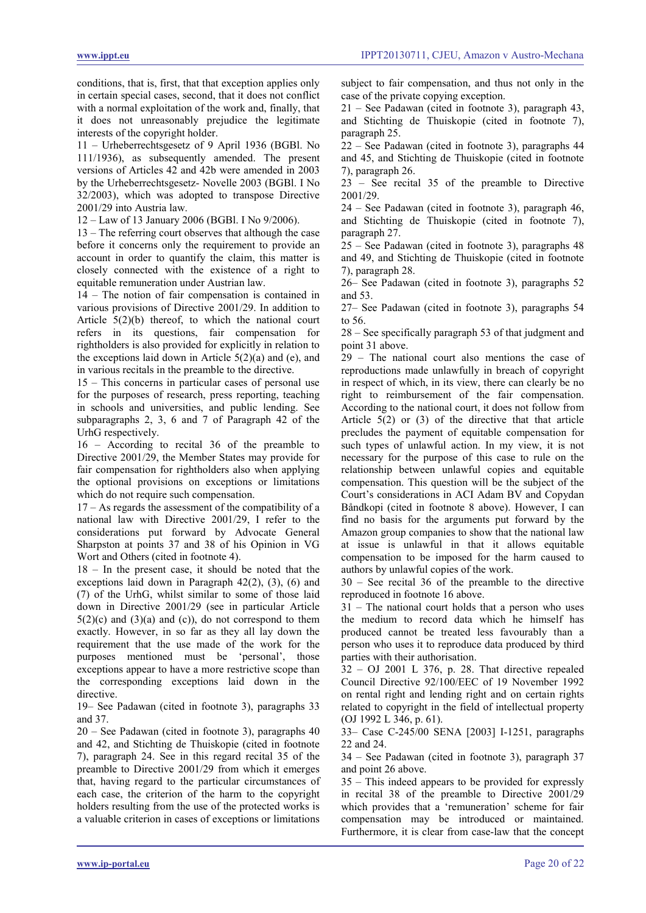conditions, that is, first, that that exception applies only in certain special cases, second, that it does not conflict with a normal exploitation of the work and, finally, that it does not unreasonably prejudice the legitimate interests of the copyright holder.

11 – Urheberrechtsgesetz of 9 April 1936 (BGBl. No 111/1936), as subsequently amended. The present versions of Articles 42 and 42b were amended in 2003 by the Urheberrechtsgesetz- Novelle 2003 (BGBl. I No 32/2003), which was adopted to transpose Directive 2001/29 into Austria law.

12 – Law of 13 January 2006 (BGBl. I No 9/2006).

13 – The referring court observes that although the case before it concerns only the requirement to provide an account in order to quantify the claim, this matter is closely connected with the existence of a right to equitable remuneration under Austrian law.

14 – The notion of fair compensation is contained in various provisions of Directive 2001/29. In addition to Article 5(2)(b) thereof, to which the national court refers in its questions, fair compensation for rightholders is also provided for explicitly in relation to the exceptions laid down in Article 5(2)(a) and (e), and in various recitals in the preamble to the directive.

15 – This concerns in particular cases of personal use for the purposes of research, press reporting, teaching in schools and universities, and public lending. See subparagraphs 2, 3, 6 and 7 of Paragraph 42 of the UrhG respectively.

16 – According to recital 36 of the preamble to Directive 2001/29, the Member States may provide for fair compensation for rightholders also when applying the optional provisions on exceptions or limitations which do not require such compensation.

17 – As regards the assessment of the compatibility of a national law with Directive 2001/29, I refer to the considerations put forward by Advocate General Sharpston at points 37 and 38 of his Opinion in VG Wort and Others (cited in footnote 4).

18 – In the present case, it should be noted that the exceptions laid down in Paragraph 42(2), (3), (6) and (7) of the UrhG, whilst similar to some of those laid down in Directive 2001/29 (see in particular Article 5(2)(c) and (3)(a) and (c)), do not correspond to them exactly. However, in so far as they all lay down the requirement that the use made of the work for the purposes mentioned must be 'personal', those exceptions appear to have a more restrictive scope than the corresponding exceptions laid down in the directive.

19– See Padawan (cited in footnote 3), paragraphs 33 and 37.

20 – See Padawan (cited in footnote 3), paragraphs 40 and 42, and Stichting de Thuiskopie (cited in footnote 7), paragraph 24. See in this regard recital 35 of the preamble to Directive 2001/29 from which it emerges that, having regard to the particular circumstances of each case, the criterion of the harm to the copyright holders resulting from the use of the protected works is a valuable criterion in cases of exceptions or limitations subject to fair compensation, and thus not only in the case of the private copying exception.

21 – See Padawan (cited in footnote 3), paragraph 43, and Stichting de Thuiskopie (cited in footnote 7), paragraph 25.

22 – See Padawan (cited in footnote 3), paragraphs 44 and 45, and Stichting de Thuiskopie (cited in footnote 7), paragraph 26.

23 – See recital 35 of the preamble to Directive 2001/29.

24 – See Padawan (cited in footnote 3), paragraph 46, and Stichting de Thuiskopie (cited in footnote 7), paragraph 27.

25 – See Padawan (cited in footnote 3), paragraphs 48 and 49, and Stichting de Thuiskopie (cited in footnote 7), paragraph 28.

26– See Padawan (cited in footnote 3), paragraphs 52 and 53.

27– See Padawan (cited in footnote 3), paragraphs 54 to 56.

28 – See specifically paragraph 53 of that judgment and point 31 above.

29 – The national court also mentions the case of reproductions made unlawfully in breach of copyright in respect of which, in its view, there can clearly be no right to reimbursement of the fair compensation. According to the national court, it does not follow from Article 5(2) or (3) of the directive that that article precludes the payment of equitable compensation for such types of unlawful action. In my view, it is not necessary for the purpose of this case to rule on the relationship between unlawful copies and equitable compensation. This question will be the subject of the Court's considerations in ACI Adam BV and Copydan Båndkopi (cited in footnote 8 above). However, I can find no basis for the arguments put forward by the Amazon group companies to show that the national law at issue is unlawful in that it allows equitable compensation to be imposed for the harm caused to authors by unlawful copies of the work.

30 – See recital 36 of the preamble to the directive reproduced in footnote 16 above.

31 – The national court holds that a person who uses the medium to record data which he himself has produced cannot be treated less favourably than a person who uses it to reproduce data produced by third parties with their authorisation.

32 – OJ 2001 L 376, p. 28. That directive repealed Council Directive 92/100/EEC of 19 November 1992 on rental right and lending right and on certain rights related to copyright in the field of intellectual property (OJ 1992 L 346, p. 61).

33– Case C-245/00 SENA [2003] I-1251, paragraphs 22 and 24.

34 – See Padawan (cited in footnote 3), paragraph 37 and point 26 above.

35 – This indeed appears to be provided for expressly in recital 38 of the preamble to Directive 2001/29 which provides that a 'remuneration' scheme for fair compensation may be introduced or maintained. Furthermore, it is clear from case-law that the concept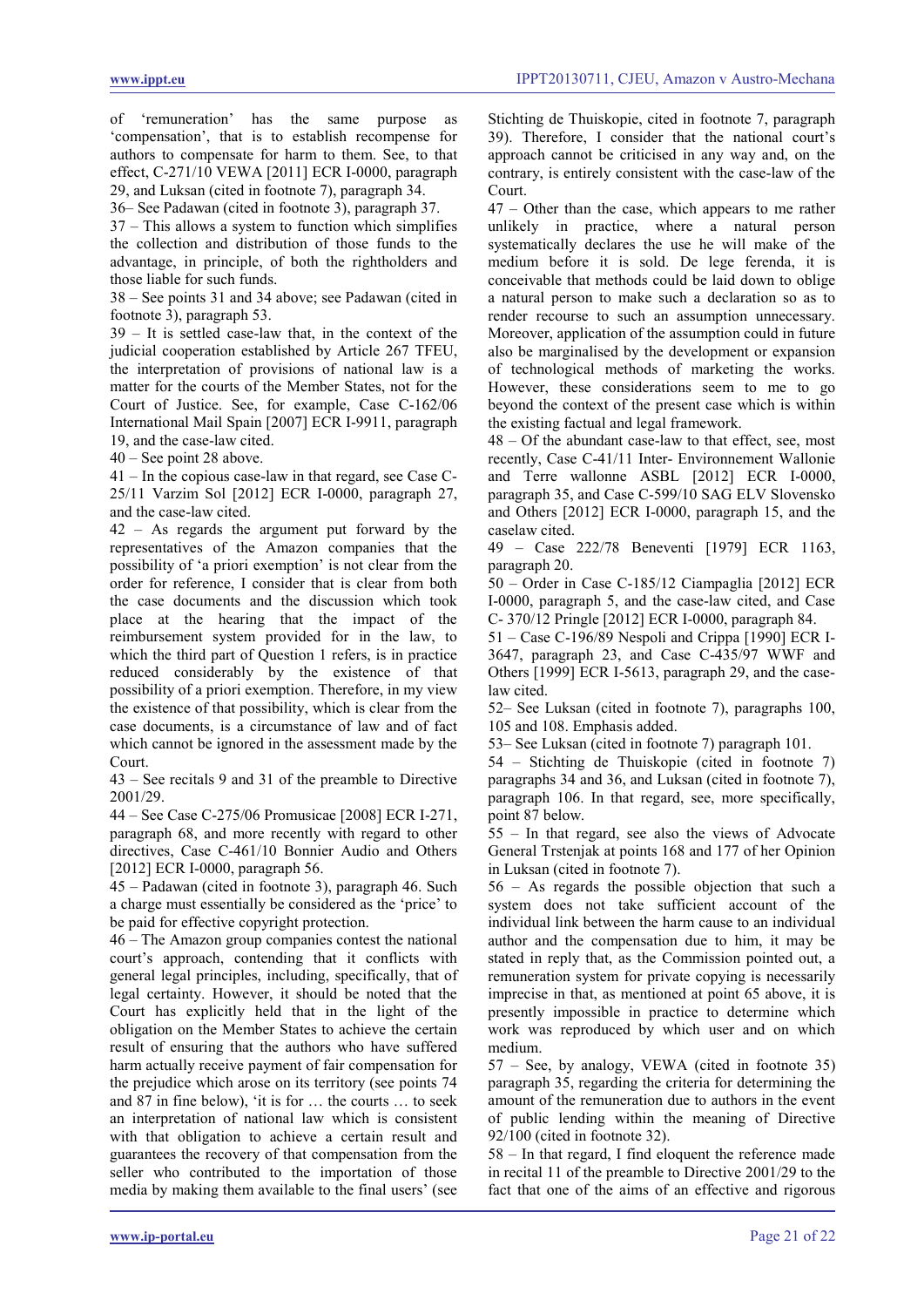of 'remuneration' has the same purpose as 'compensation', that is to establish recompense for authors to compensate for harm to them. See, to that effect, C-271/10 VEWA [2011] ECR I-0000, paragraph 29, and Luksan (cited in footnote 7), paragraph 34.

36– See Padawan (cited in footnote 3), paragraph 37.

37 – This allows a system to function which simplifies the collection and distribution of those funds to the advantage, in principle, of both the rightholders and those liable for such funds.

38 – See points 31 and 34 above; see Padawan (cited in footnote 3), paragraph 53.

39 – It is settled case-law that, in the context of the judicial cooperation established by Article 267 TFEU, the interpretation of provisions of national law is a matter for the courts of the Member States, not for the Court of Justice. See, for example, Case C-162/06 International Mail Spain [2007] ECR I-9911, paragraph 19, and the case-law cited.

40 – See point 28 above.

41 – In the copious case-law in that regard, see Case C-25/11 Varzim Sol [2012] ECR I-0000, paragraph 27, and the case-law cited.

42 – As regards the argument put forward by the representatives of the Amazon companies that the possibility of 'a priori exemption' is not clear from the order for reference, I consider that is clear from both the case documents and the discussion which took place at the hearing that the impact of the reimbursement system provided for in the law, to which the third part of Question 1 refers, is in practice reduced considerably by the existence of that possibility of a priori exemption. Therefore, in my view the existence of that possibility, which is clear from the case documents, is a circumstance of law and of fact which cannot be ignored in the assessment made by the Court.

43 – See recitals 9 and 31 of the preamble to Directive 2001/29.

44 – See Case C-275/06 Promusicae [2008] ECR I-271, paragraph 68, and more recently with regard to other directives, Case C-461/10 Bonnier Audio and Others [2012] ECR I-0000, paragraph 56.

45 – Padawan (cited in footnote 3), paragraph 46. Such a charge must essentially be considered as the 'price' to be paid for effective copyright protection.

46 – The Amazon group companies contest the national court's approach, contending that it conflicts with general legal principles, including, specifically, that of legal certainty. However, it should be noted that the Court has explicitly held that in the light of the obligation on the Member States to achieve the certain result of ensuring that the authors who have suffered harm actually receive payment of fair compensation for the prejudice which arose on its territory (see points 74 and 87 in fine below), 'it is for … the courts … to seek an interpretation of national law which is consistent with that obligation to achieve a certain result and guarantees the recovery of that compensation from the seller who contributed to the importation of those media by making them available to the final users' (see Stichting de Thuiskopie, cited in footnote 7, paragraph 39). Therefore, I consider that the national court's approach cannot be criticised in any way and, on the contrary, is entirely consistent with the case-law of the Court.

47 – Other than the case, which appears to me rather unlikely in practice, where a natural person systematically declares the use he will make of the medium before it is sold. De lege ferenda, it is conceivable that methods could be laid down to oblige a natural person to make such a declaration so as to render recourse to such an assumption unnecessary. Moreover, application of the assumption could in future also be marginalised by the development or expansion of technological methods of marketing the works. However, these considerations seem to me to go beyond the context of the present case which is within the existing factual and legal framework.

48 – Of the abundant case-law to that effect, see, most recently, Case C-41/11 Inter- Environnement Wallonie and Terre wallonne ASBL [2012] ECR I-0000, paragraph 35, and Case C-599/10 SAG ELV Slovensko and Others [2012] ECR I-0000, paragraph 15, and the caselaw cited.

49 – Case 222/78 Beneventi [1979] ECR 1163, paragraph 20.

50 – Order in Case C-185/12 Ciampaglia [2012] ECR I-0000, paragraph 5, and the case-law cited, and Case C- 370/12 Pringle [2012] ECR I-0000, paragraph 84.

51 – Case C-196/89 Nespoli and Crippa [1990] ECR I-3647, paragraph 23, and Case C-435/97 WWF and Others [1999] ECR I-5613, paragraph 29, and the case-law cited.

52– See Luksan (cited in footnote 7), paragraphs 100, 105 and 108. Emphasis added.

53– See Luksan (cited in footnote 7) paragraph 101.

54 – Stichting de Thuiskopie (cited in footnote 7) paragraphs 34 and 36, and Luksan (cited in footnote 7), paragraph 106. In that regard, see, more specifically, point 87 below.

55 – In that regard, see also the views of Advocate General Trstenjak at points 168 and 177 of her Opinion in Luksan (cited in footnote 7).

56 – As regards the possible objection that such a system does not take sufficient account of the individual link between the harm cause to an individual author and the compensation due to him, it may be stated in reply that, as the Commission pointed out, a remuneration system for private copying is necessarily imprecise in that, as mentioned at point 65 above, it is presently impossible in practice to determine which work was reproduced by which user and on which medium.

57 – See, by analogy, VEWA (cited in footnote 35) paragraph 35, regarding the criteria for determining the amount of the remuneration due to authors in the event of public lending within the meaning of Directive 92/100 (cited in footnote 32).

58 – In that regard, I find eloquent the reference made in recital 11 of the preamble to Directive 2001/29 to the fact that one of the aims of an effective and rigorous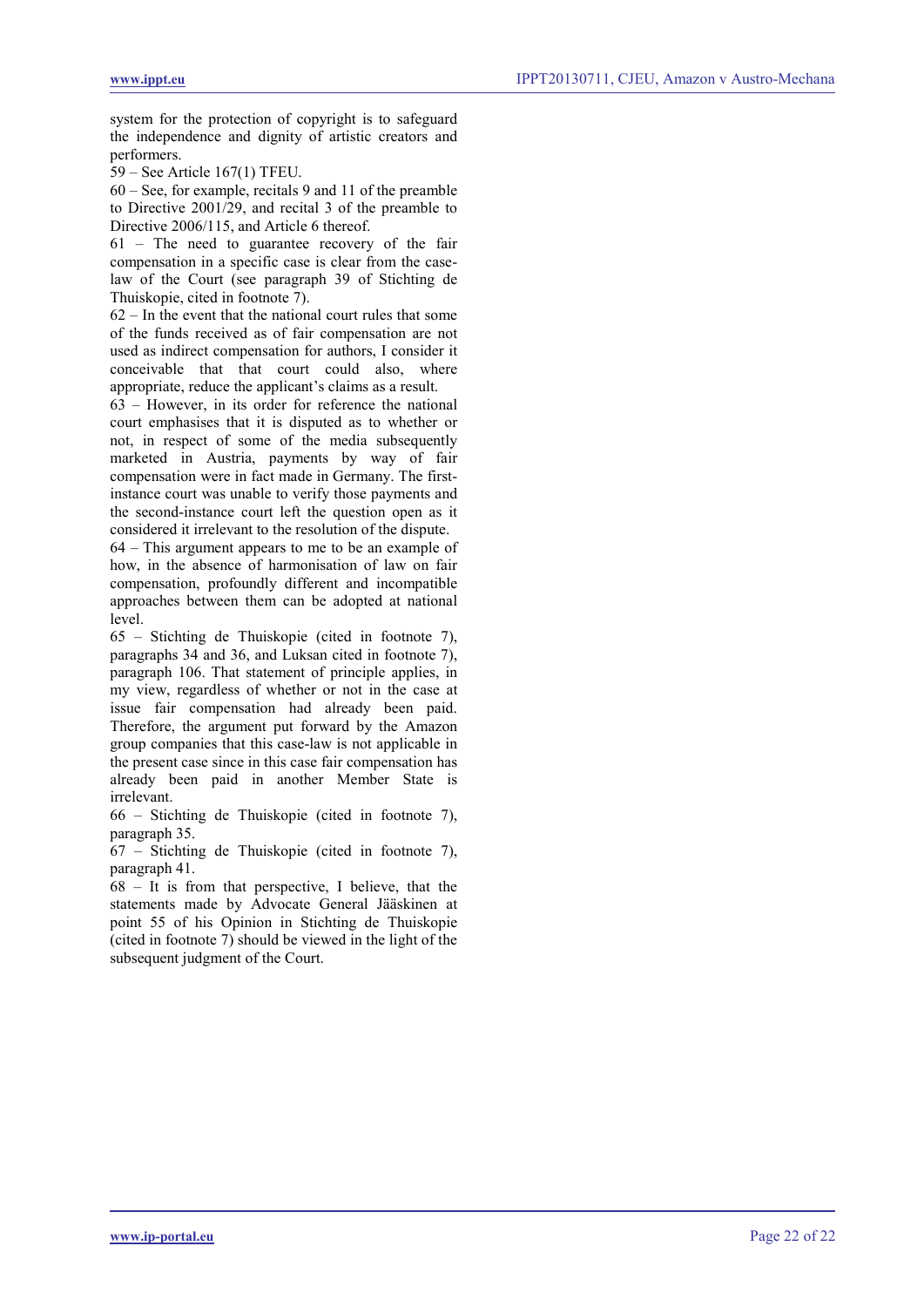system for the protection of copyright is to safeguard the independence and dignity of artistic creators and performers.

59 – See Article 167(1) TFEU.

60 – See, for example, recitals 9 and 11 of the preamble to Directive 2001/29, and recital 3 of the preamble to Directive 2006/115, and Article 6 thereof.

61 – The need to guarantee recovery of the fair compensation in a specific case is clear from the case-law of the Court (see paragraph 39 of Stichting de Thuiskopie, cited in footnote 7).

62 – In the event that the national court rules that some of the funds received as of fair compensation are not used as indirect compensation for authors, I consider it conceivable that that court could also, where appropriate, reduce the applicant's claims as a result.

63 – However, in its order for reference the national court emphasises that it is disputed as to whether or not, in respect of some of the media subsequently marketed in Austria, payments by way of fair compensation were in fact made in Germany. The first-instance court was unable to verify those payments and the second-instance court left the question open as it considered it irrelevant to the resolution of the dispute.

64 – This argument appears to me to be an example of how, in the absence of harmonisation of law on fair compensation, profoundly different and incompatible approaches between them can be adopted at national level.

65 – Stichting de Thuiskopie (cited in footnote 7), paragraphs 34 and 36, and Luksan cited in footnote 7), paragraph 106. That statement of principle applies, in my view, regardless of whether or not in the case at issue fair compensation had already been paid. Therefore, the argument put forward by the Amazon group companies that this case-law is not applicable in the present case since in this case fair compensation has already been paid in another Member State is irrelevant.

66 – Stichting de Thuiskopie (cited in footnote 7), paragraph 35.

67 – Stichting de Thuiskopie (cited in footnote 7), paragraph 41.

68 – It is from that perspective, I believe, that the statements made by Advocate General Jääskinen at point 55 of his Opinion in Stichting de Thuiskopie (cited in footnote 7) should be viewed in the light of the subsequent judgment of the Court.